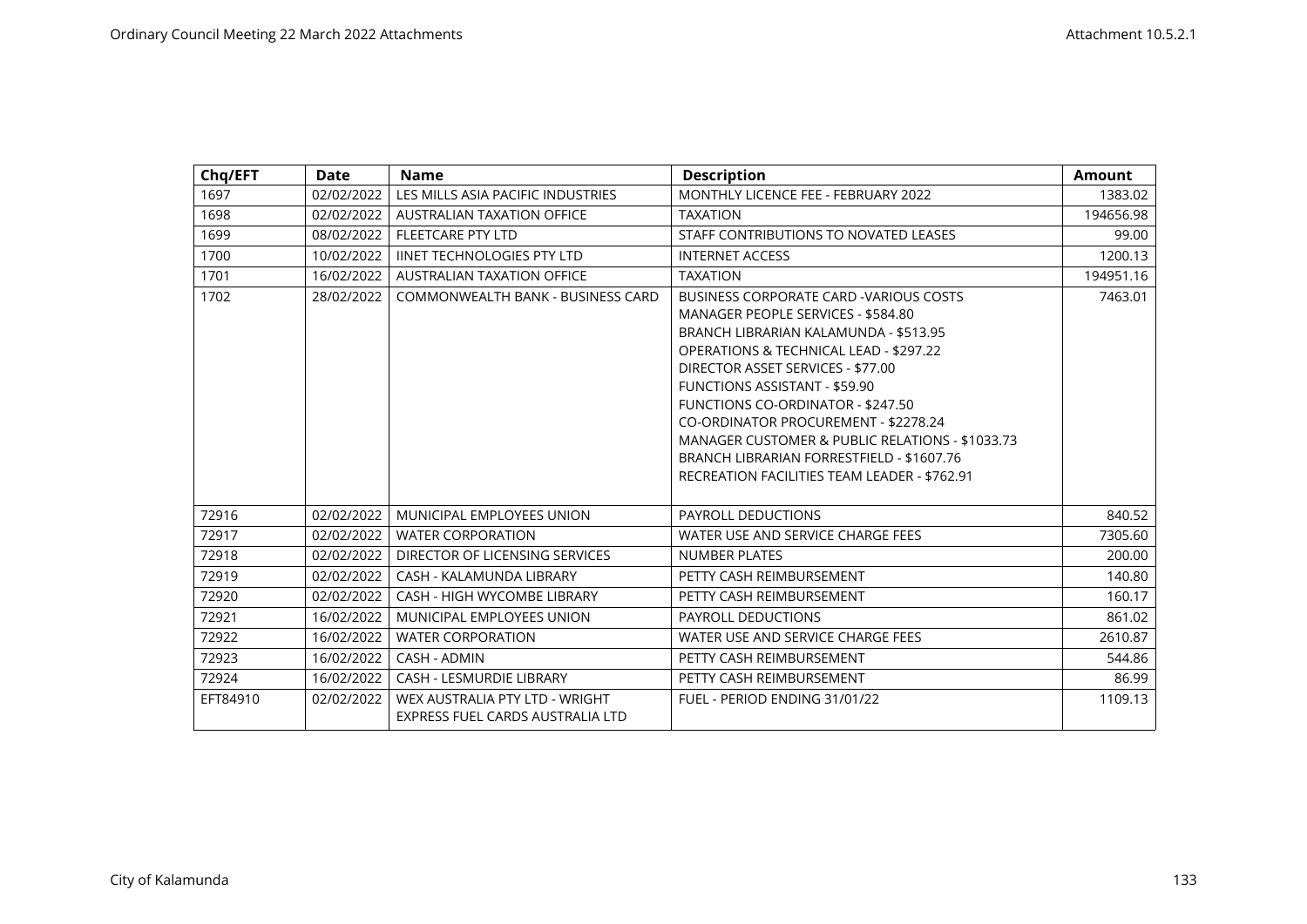| Chq/EFT | Date | Name | Description | Amount |
|---|---|---|---|---|
| 1697 | 02/02/2022 | LES MILLS ASIA PACIFIC INDUSTRIES | MONTHLY LICENCE FEE - FEBRUARY 2022 | 1383.02 |
| 1698 | 02/02/2022 | AUSTRALIAN TAXATION OFFICE | TAXATION | 194656.98 |
| 1699 | 08/02/2022 | FLEETCARE PTY LTD | STAFF CONTRIBUTIONS TO NOVATED LEASES | 99.00 |
| 1700 | 10/02/2022 | IINET TECHNOLOGIES PTY LTD | INTERNET ACCESS | 1200.13 |
| 1701 | 16/02/2022 | AUSTRALIAN TAXATION OFFICE | TAXATION | 194951.16 |
| 1702 | 28/02/2022 | COMMONWEALTH BANK - BUSINESS CARD | BUSINESS CORPORATE CARD -VARIOUS COSTS<br>MANAGER PEOPLE SERVICES - $584.80<br>BRANCH LIBRARIAN KALAMUNDA - $513.95<br>OPERATIONS & TECHNICAL LEAD - $297.22<br>DIRECTOR ASSET SERVICES - $77.00<br>FUNCTIONS ASSISTANT - $59.90<br>FUNCTIONS CO-ORDINATOR - $247.50<br>CO-ORDINATOR PROCUREMENT - $2278.24<br>MANAGER CUSTOMER & PUBLIC RELATIONS - $1033.73<br>BRANCH LIBRARIAN FORRESTFIELD - $1607.76<br>RECREATION FACILITIES TEAM LEADER - $762.91 | 7463.01 |
| 72916 | 02/02/2022 | MUNICIPAL EMPLOYEES UNION | PAYROLL DEDUCTIONS | 840.52 |
| 72917 | 02/02/2022 | WATER CORPORATION | WATER USE AND SERVICE CHARGE FEES | 7305.60 |
| 72918 | 02/02/2022 | DIRECTOR OF LICENSING SERVICES | NUMBER PLATES | 200.00 |
| 72919 | 02/02/2022 | CASH - KALAMUNDA LIBRARY | PETTY CASH REIMBURSEMENT | 140.80 |
| 72920 | 02/02/2022 | CASH - HIGH WYCOMBE LIBRARY | PETTY CASH REIMBURSEMENT | 160.17 |
| 72921 | 16/02/2022 | MUNICIPAL EMPLOYEES UNION | PAYROLL DEDUCTIONS | 861.02 |
| 72922 | 16/02/2022 | WATER CORPORATION | WATER USE AND SERVICE CHARGE FEES | 2610.87 |
| 72923 | 16/02/2022 | CASH - ADMIN | PETTY CASH REIMBURSEMENT | 544.86 |
| 72924 | 16/02/2022 | CASH - LESMURDIE LIBRARY | PETTY CASH REIMBURSEMENT | 86.99 |
| EFT84910 | 02/02/2022 | WEX AUSTRALIA PTY LTD - WRIGHT EXPRESS FUEL CARDS AUSTRALIA LTD | FUEL - PERIOD ENDING 31/01/22 | 1109.13 |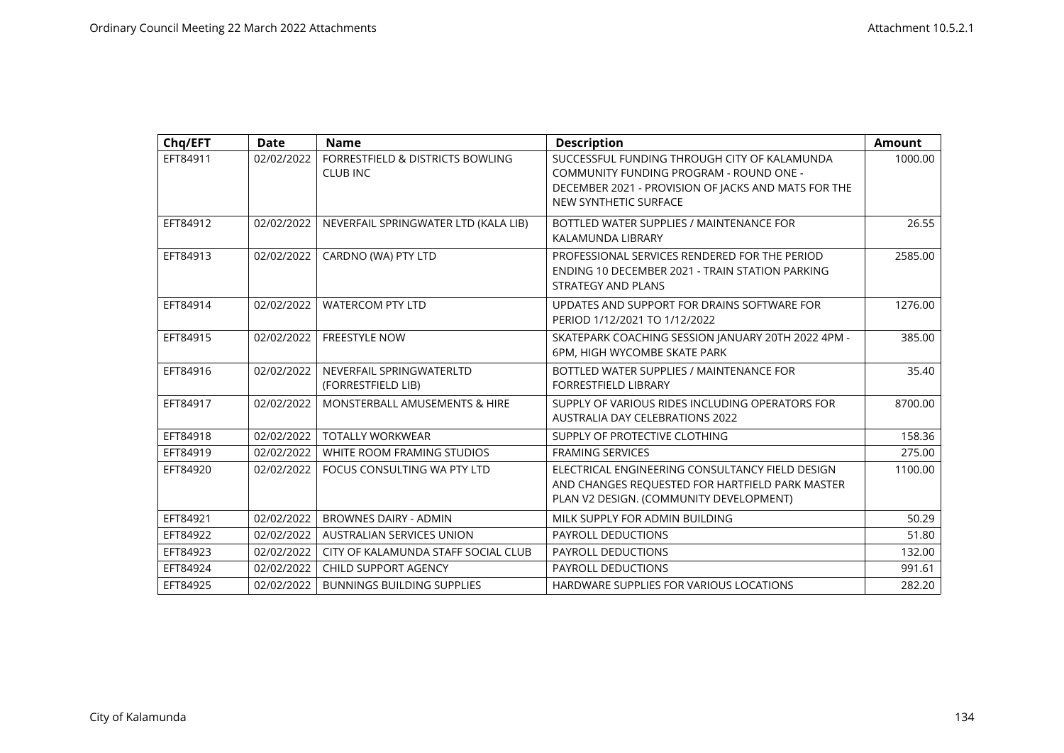| Chq/EFT | Date | Name | Description | Amount |
|---|---|---|---|---|
| EFT84911 | 02/02/2022 | FORRESTFIELD & DISTRICTS BOWLING CLUB INC | SUCCESSFUL FUNDING THROUGH CITY OF KALAMUNDA COMMUNITY FUNDING PROGRAM - ROUND ONE - DECEMBER 2021 - PROVISION OF JACKS AND MATS FOR THE NEW SYNTHETIC SURFACE | 1000.00 |
| EFT84912 | 02/02/2022 | NEVERFAIL SPRINGWATER LTD (KALA LIB) | BOTTLED WATER SUPPLIES / MAINTENANCE FOR KALAMUNDA LIBRARY | 26.55 |
| EFT84913 | 02/02/2022 | CARDNO (WA) PTY LTD | PROFESSIONAL SERVICES RENDERED FOR THE PERIOD ENDING 10 DECEMBER 2021 - TRAIN STATION PARKING STRATEGY AND PLANS | 2585.00 |
| EFT84914 | 02/02/2022 | WATERCOM PTY LTD | UPDATES AND SUPPORT FOR DRAINS SOFTWARE FOR PERIOD 1/12/2021 TO 1/12/2022 | 1276.00 |
| EFT84915 | 02/02/2022 | FREESTYLE NOW | SKATEPARK COACHING SESSION JANUARY 20TH 2022 4PM - 6PM, HIGH WYCOMBE SKATE PARK | 385.00 |
| EFT84916 | 02/02/2022 | NEVERFAIL SPRINGWATERLTD (FORRESTFIELD LIB) | BOTTLED WATER SUPPLIES / MAINTENANCE FOR FORRESTFIELD LIBRARY | 35.40 |
| EFT84917 | 02/02/2022 | MONSTERBALL AMUSEMENTS & HIRE | SUPPLY OF VARIOUS RIDES INCLUDING OPERATORS FOR AUSTRALIA DAY CELEBRATIONS 2022 | 8700.00 |
| EFT84918 | 02/02/2022 | TOTALLY WORKWEAR | SUPPLY OF PROTECTIVE CLOTHING | 158.36 |
| EFT84919 | 02/02/2022 | WHITE ROOM FRAMING STUDIOS | FRAMING SERVICES | 275.00 |
| EFT84920 | 02/02/2022 | FOCUS CONSULTING WA PTY LTD | ELECTRICAL ENGINEERING CONSULTANCY FIELD DESIGN AND CHANGES REQUESTED FOR HARTFIELD PARK MASTER PLAN V2 DESIGN. (COMMUNITY DEVELOPMENT) | 1100.00 |
| EFT84921 | 02/02/2022 | BROWNES DAIRY - ADMIN | MILK SUPPLY FOR ADMIN BUILDING | 50.29 |
| EFT84922 | 02/02/2022 | AUSTRALIAN SERVICES UNION | PAYROLL DEDUCTIONS | 51.80 |
| EFT84923 | 02/02/2022 | CITY OF KALAMUNDA STAFF SOCIAL CLUB | PAYROLL DEDUCTIONS | 132.00 |
| EFT84924 | 02/02/2022 | CHILD SUPPORT AGENCY | PAYROLL DEDUCTIONS | 991.61 |
| EFT84925 | 02/02/2022 | BUNNINGS BUILDING SUPPLIES | HARDWARE SUPPLIES FOR VARIOUS LOCATIONS | 282.20 |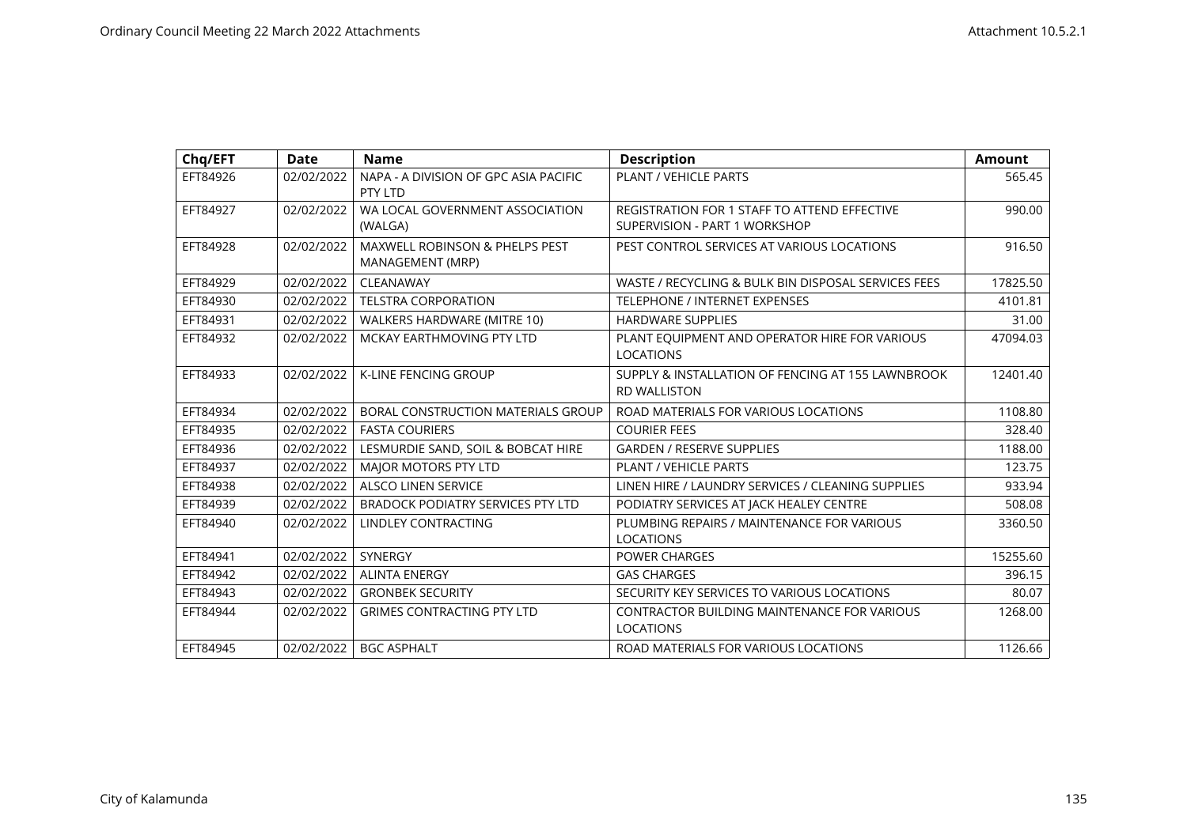| Chq/EFT | Date | Name | Description | Amount |
|---|---|---|---|---|
| EFT84926 | 02/02/2022 | NAPA - A DIVISION OF GPC ASIA PACIFIC PTY LTD | PLANT / VEHICLE PARTS | 565.45 |
| EFT84927 | 02/02/2022 | WA LOCAL GOVERNMENT ASSOCIATION (WALGA) | REGISTRATION FOR 1 STAFF TO ATTEND EFFECTIVE SUPERVISION - PART 1 WORKSHOP | 990.00 |
| EFT84928 | 02/02/2022 | MAXWELL ROBINSON & PHELPS PEST MANAGEMENT (MRP) | PEST CONTROL SERVICES AT VARIOUS LOCATIONS | 916.50 |
| EFT84929 | 02/02/2022 | CLEANAWAY | WASTE / RECYCLING & BULK BIN DISPOSAL SERVICES FEES | 17825.50 |
| EFT84930 | 02/02/2022 | TELSTRA CORPORATION | TELEPHONE / INTERNET EXPENSES | 4101.81 |
| EFT84931 | 02/02/2022 | WALKERS HARDWARE (MITRE 10) | HARDWARE SUPPLIES | 31.00 |
| EFT84932 | 02/02/2022 | MCKAY EARTHMOVING PTY LTD | PLANT EQUIPMENT AND OPERATOR HIRE FOR VARIOUS LOCATIONS | 47094.03 |
| EFT84933 | 02/02/2022 | K-LINE FENCING GROUP | SUPPLY & INSTALLATION OF FENCING AT 155 LAWNBROOK RD WALLISTON | 12401.40 |
| EFT84934 | 02/02/2022 | BORAL CONSTRUCTION MATERIALS GROUP | ROAD MATERIALS FOR VARIOUS LOCATIONS | 1108.80 |
| EFT84935 | 02/02/2022 | FASTA COURIERS | COURIER FEES | 328.40 |
| EFT84936 | 02/02/2022 | LESMURDIE SAND, SOIL & BOBCAT HIRE | GARDEN / RESERVE SUPPLIES | 1188.00 |
| EFT84937 | 02/02/2022 | MAJOR MOTORS PTY LTD | PLANT / VEHICLE PARTS | 123.75 |
| EFT84938 | 02/02/2022 | ALSCO LINEN SERVICE | LINEN HIRE / LAUNDRY SERVICES / CLEANING SUPPLIES | 933.94 |
| EFT84939 | 02/02/2022 | BRADOCK PODIATRY SERVICES PTY LTD | PODIATRY SERVICES AT JACK HEALEY CENTRE | 508.08 |
| EFT84940 | 02/02/2022 | LINDLEY CONTRACTING | PLUMBING REPAIRS / MAINTENANCE FOR VARIOUS LOCATIONS | 3360.50 |
| EFT84941 | 02/02/2022 | SYNERGY | POWER CHARGES | 15255.60 |
| EFT84942 | 02/02/2022 | ALINTA ENERGY | GAS CHARGES | 396.15 |
| EFT84943 | 02/02/2022 | GRONBEK SECURITY | SECURITY KEY SERVICES TO VARIOUS LOCATIONS | 80.07 |
| EFT84944 | 02/02/2022 | GRIMES CONTRACTING PTY LTD | CONTRACTOR BUILDING MAINTENANCE FOR VARIOUS LOCATIONS | 1268.00 |
| EFT84945 | 02/02/2022 | BGC ASPHALT | ROAD MATERIALS FOR VARIOUS LOCATIONS | 1126.66 |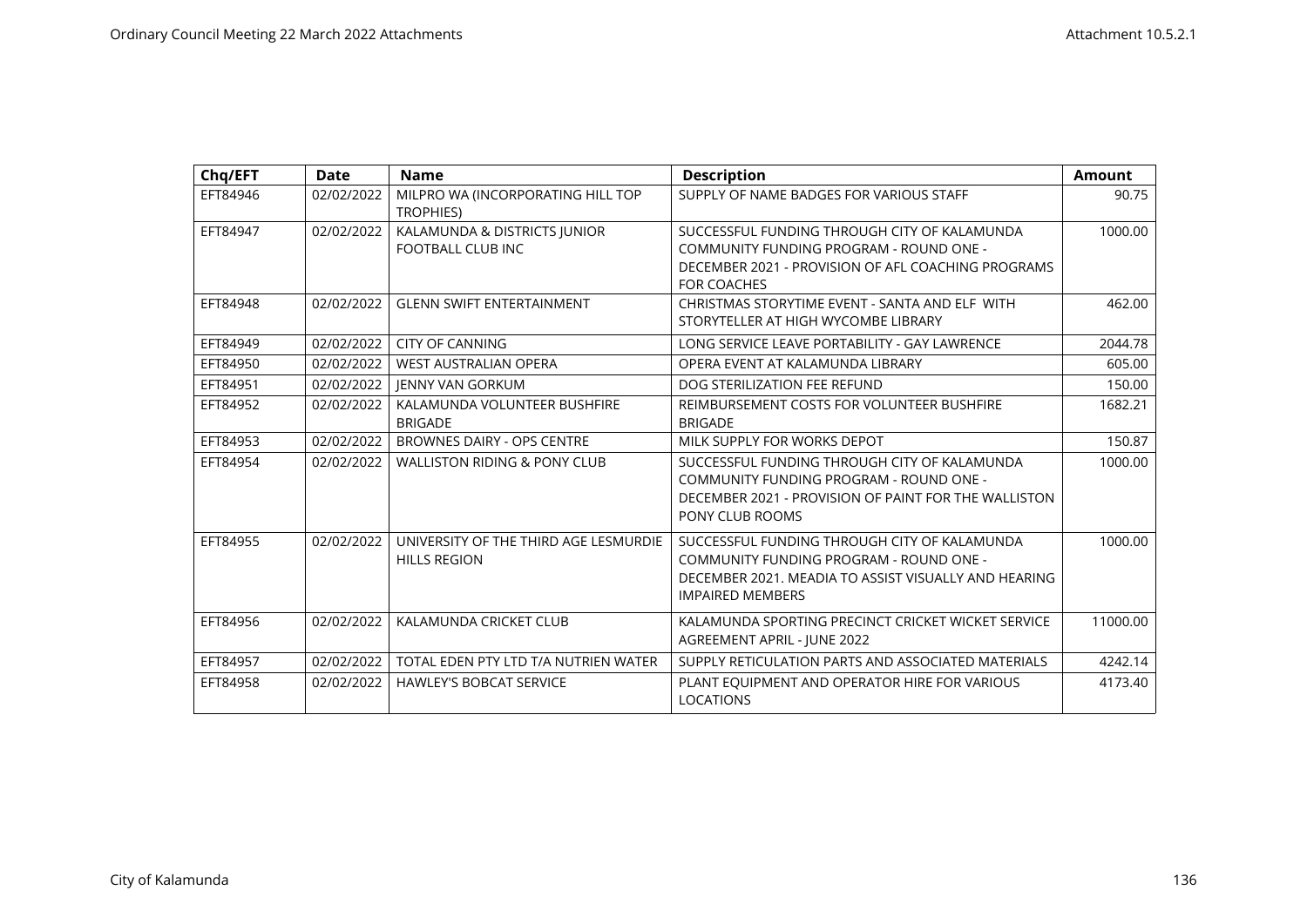| Chq/EFT | Date | Name | Description | Amount |
|---|---|---|---|---|
| EFT84946 | 02/02/2022 | MILPRO WA (INCORPORATING HILL TOP TROPHIES) | SUPPLY OF NAME BADGES FOR VARIOUS STAFF | 90.75 |
| EFT84947 | 02/02/2022 | KALAMUNDA & DISTRICTS JUNIOR FOOTBALL CLUB INC | SUCCESSFUL FUNDING THROUGH CITY OF KALAMUNDA COMMUNITY FUNDING PROGRAM - ROUND ONE - DECEMBER 2021 - PROVISION OF AFL COACHING PROGRAMS FOR COACHES | 1000.00 |
| EFT84948 | 02/02/2022 | GLENN SWIFT ENTERTAINMENT | CHRISTMAS STORYTIME EVENT - SANTA AND ELF WITH STORYTELLER AT HIGH WYCOMBE LIBRARY | 462.00 |
| EFT84949 | 02/02/2022 | CITY OF CANNING | LONG SERVICE LEAVE PORTABILITY - GAY LAWRENCE | 2044.78 |
| EFT84950 | 02/02/2022 | WEST AUSTRALIAN OPERA | OPERA EVENT AT KALAMUNDA LIBRARY | 605.00 |
| EFT84951 | 02/02/2022 | JENNY VAN GORKUM | DOG STERILIZATION FEE REFUND | 150.00 |
| EFT84952 | 02/02/2022 | KALAMUNDA VOLUNTEER BUSHFIRE BRIGADE | REIMBURSEMENT COSTS FOR VOLUNTEER BUSHFIRE BRIGADE | 1682.21 |
| EFT84953 | 02/02/2022 | BROWNES DAIRY - OPS CENTRE | MILK SUPPLY FOR WORKS DEPOT | 150.87 |
| EFT84954 | 02/02/2022 | WALLISTON RIDING & PONY CLUB | SUCCESSFUL FUNDING THROUGH CITY OF KALAMUNDA COMMUNITY FUNDING PROGRAM - ROUND ONE - DECEMBER 2021 - PROVISION OF PAINT FOR THE WALLISTON PONY CLUB ROOMS | 1000.00 |
| EFT84955 | 02/02/2022 | UNIVERSITY OF THE THIRD AGE LESMURDIE HILLS REGION | SUCCESSFUL FUNDING THROUGH CITY OF KALAMUNDA COMMUNITY FUNDING PROGRAM - ROUND ONE - DECEMBER 2021. MEADIA TO ASSIST VISUALLY AND HEARING IMPAIRED MEMBERS | 1000.00 |
| EFT84956 | 02/02/2022 | KALAMUNDA CRICKET CLUB | KALAMUNDA SPORTING PRECINCT CRICKET WICKET SERVICE AGREEMENT APRIL - JUNE 2022 | 11000.00 |
| EFT84957 | 02/02/2022 | TOTAL EDEN PTY LTD T/A NUTRIEN WATER | SUPPLY RETICULATION PARTS AND ASSOCIATED MATERIALS | 4242.14 |
| EFT84958 | 02/02/2022 | HAWLEY'S BOBCAT SERVICE | PLANT EQUIPMENT AND OPERATOR HIRE FOR VARIOUS LOCATIONS | 4173.40 |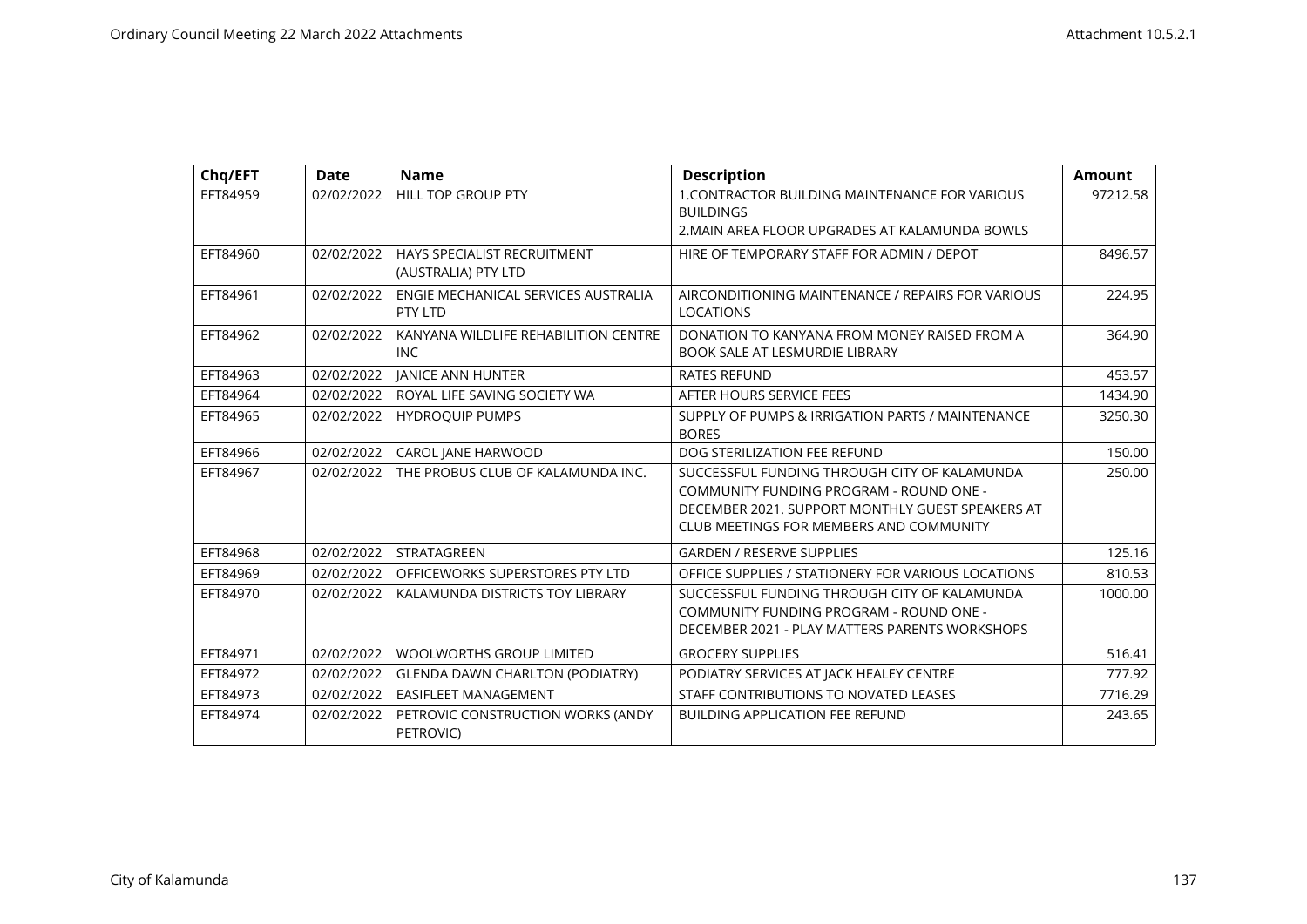| Chq/EFT | Date | Name | Description | Amount |
|---|---|---|---|---|
| EFT84959 | 02/02/2022 | HILL TOP GROUP PTY | 1.CONTRACTOR BUILDING MAINTENANCE FOR VARIOUS BUILDINGS<br>2.MAIN AREA FLOOR UPGRADES AT KALAMUNDA BOWLS | 97212.58 |
| EFT84960 | 02/02/2022 | HAYS SPECIALIST RECRUITMENT (AUSTRALIA) PTY LTD | HIRE OF TEMPORARY STAFF FOR ADMIN / DEPOT | 8496.57 |
| EFT84961 | 02/02/2022 | ENGIE MECHANICAL SERVICES AUSTRALIA PTY LTD | AIRCONDITIONING MAINTENANCE / REPAIRS FOR VARIOUS LOCATIONS | 224.95 |
| EFT84962 | 02/02/2022 | KANYANA WILDLIFE REHABILITION CENTRE INC | DONATION TO KANYANA FROM MONEY RAISED FROM A BOOK SALE AT LESMURDIE LIBRARY | 364.90 |
| EFT84963 | 02/02/2022 | JANICE ANN HUNTER | RATES REFUND | 453.57 |
| EFT84964 | 02/02/2022 | ROYAL LIFE SAVING SOCIETY WA | AFTER HOURS SERVICE FEES | 1434.90 |
| EFT84965 | 02/02/2022 | HYDROQUIP PUMPS | SUPPLY OF PUMPS & IRRIGATION PARTS / MAINTENANCE BORES | 3250.30 |
| EFT84966 | 02/02/2022 | CAROL JANE HARWOOD | DOG STERILIZATION FEE REFUND | 150.00 |
| EFT84967 | 02/02/2022 | THE PROBUS CLUB OF KALAMUNDA INC. | SUCCESSFUL FUNDING THROUGH CITY OF KALAMUNDA COMMUNITY FUNDING PROGRAM - ROUND ONE - DECEMBER 2021. SUPPORT MONTHLY GUEST SPEAKERS AT CLUB MEETINGS FOR MEMBERS AND COMMUNITY | 250.00 |
| EFT84968 | 02/02/2022 | STRATAGREEN | GARDEN / RESERVE SUPPLIES | 125.16 |
| EFT84969 | 02/02/2022 | OFFICEWORKS SUPERSTORES PTY LTD | OFFICE SUPPLIES / STATIONERY FOR VARIOUS LOCATIONS | 810.53 |
| EFT84970 | 02/02/2022 | KALAMUNDA DISTRICTS TOY LIBRARY | SUCCESSFUL FUNDING THROUGH CITY OF KALAMUNDA COMMUNITY FUNDING PROGRAM - ROUND ONE - DECEMBER 2021 - PLAY MATTERS PARENTS WORKSHOPS | 1000.00 |
| EFT84971 | 02/02/2022 | WOOLWORTHS GROUP LIMITED | GROCERY SUPPLIES | 516.41 |
| EFT84972 | 02/02/2022 | GLENDA DAWN CHARLTON (PODIATRY) | PODIATRY SERVICES AT JACK HEALEY CENTRE | 777.92 |
| EFT84973 | 02/02/2022 | EASIFLEET MANAGEMENT | STAFF CONTRIBUTIONS TO NOVATED LEASES | 7716.29 |
| EFT84974 | 02/02/2022 | PETROVIC CONSTRUCTION WORKS (ANDY PETROVIC) | BUILDING APPLICATION FEE REFUND | 243.65 |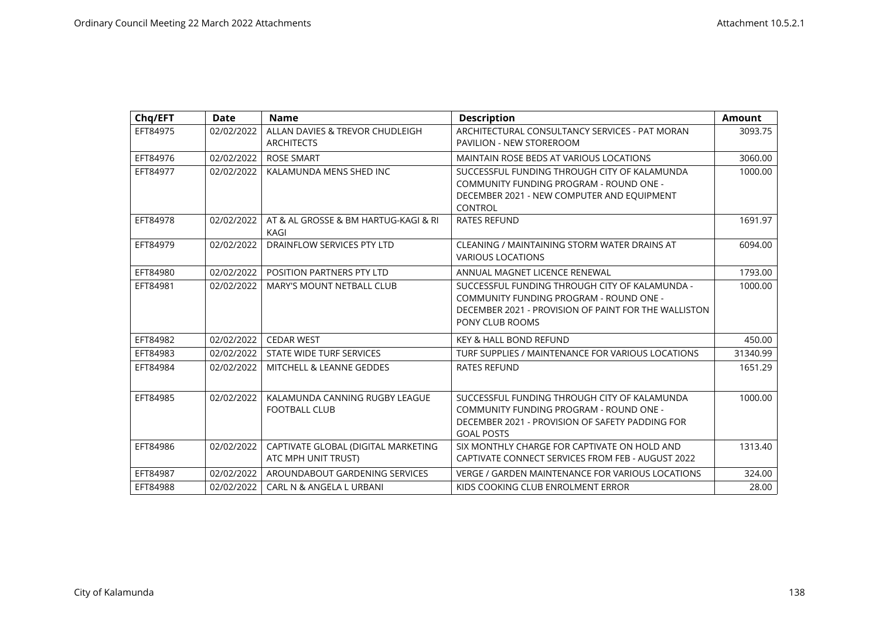| Chq/EFT | Date | Name | Description | Amount |
|---|---|---|---|---|
| EFT84975 | 02/02/2022 | ALLAN DAVIES & TREVOR CHUDLEIGH ARCHITECTS | ARCHITECTURAL CONSULTANCY SERVICES - PAT MORAN PAVILION - NEW STOREROOM | 3093.75 |
| EFT84976 | 02/02/2022 | ROSE SMART | MAINTAIN ROSE BEDS AT VARIOUS LOCATIONS | 3060.00 |
| EFT84977 | 02/02/2022 | KALAMUNDA MENS SHED INC | SUCCESSFUL FUNDING THROUGH CITY OF KALAMUNDA COMMUNITY FUNDING PROGRAM - ROUND ONE - DECEMBER 2021 - NEW COMPUTER AND EQUIPMENT CONTROL | 1000.00 |
| EFT84978 | 02/02/2022 | AT & AL GROSSE & BM HARTUG-KAGI & RI KAGI | RATES REFUND | 1691.97 |
| EFT84979 | 02/02/2022 | DRAINFLOW SERVICES PTY LTD | CLEANING / MAINTAINING STORM WATER DRAINS AT VARIOUS LOCATIONS | 6094.00 |
| EFT84980 | 02/02/2022 | POSITION PARTNERS PTY LTD | ANNUAL MAGNET LICENCE RENEWAL | 1793.00 |
| EFT84981 | 02/02/2022 | MARY'S MOUNT NETBALL CLUB | SUCCESSFUL FUNDING THROUGH CITY OF KALAMUNDA - COMMUNITY FUNDING PROGRAM - ROUND ONE - DECEMBER 2021 - PROVISION OF PAINT FOR THE WALLISTON PONY CLUB ROOMS | 1000.00 |
| EFT84982 | 02/02/2022 | CEDAR WEST | KEY & HALL BOND REFUND | 450.00 |
| EFT84983 | 02/02/2022 | STATE WIDE TURF SERVICES | TURF SUPPLIES / MAINTENANCE FOR VARIOUS LOCATIONS | 31340.99 |
| EFT84984 | 02/02/2022 | MITCHELL & LEANNE GEDDES | RATES REFUND | 1651.29 |
| EFT84985 | 02/02/2022 | KALAMUNDA CANNING RUGBY LEAGUE FOOTBALL CLUB | SUCCESSFUL FUNDING THROUGH CITY OF KALAMUNDA COMMUNITY FUNDING PROGRAM - ROUND ONE - DECEMBER 2021 - PROVISION OF SAFETY PADDING FOR GOAL POSTS | 1000.00 |
| EFT84986 | 02/02/2022 | CAPTIVATE GLOBAL (DIGITAL MARKETING ATC MPH UNIT TRUST) | SIX MONTHLY CHARGE FOR CAPTIVATE ON HOLD AND CAPTIVATE CONNECT SERVICES FROM FEB - AUGUST 2022 | 1313.40 |
| EFT84987 | 02/02/2022 | AROUNDABOUT GARDENING SERVICES | VERGE / GARDEN MAINTENANCE FOR VARIOUS LOCATIONS | 324.00 |
| EFT84988 | 02/02/2022 | CARL N & ANGELA L URBANI | KIDS COOKING CLUB ENROLMENT ERROR | 28.00 |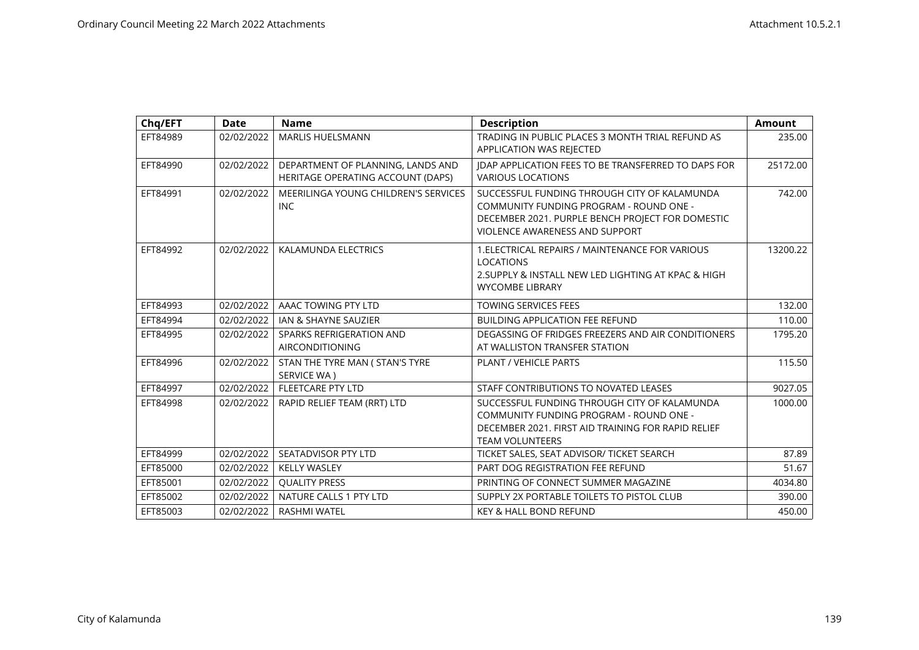| Chq/EFT | Date | Name | Description | Amount |
|---|---|---|---|---|
| EFT84989 | 02/02/2022 | MARLIS HUELSMANN | TRADING IN PUBLIC PLACES 3 MONTH TRIAL REFUND AS APPLICATION WAS REJECTED | 235.00 |
| EFT84990 | 02/02/2022 | DEPARTMENT OF PLANNING, LANDS AND HERITAGE OPERATING ACCOUNT (DAPS) | JDAP APPLICATION FEES TO BE TRANSFERRED TO DAPS FOR VARIOUS LOCATIONS | 25172.00 |
| EFT84991 | 02/02/2022 | MEERILINGA YOUNG CHILDREN'S SERVICES INC | SUCCESSFUL FUNDING THROUGH CITY OF KALAMUNDA COMMUNITY FUNDING PROGRAM - ROUND ONE - DECEMBER 2021. PURPLE BENCH PROJECT FOR DOMESTIC VIOLENCE AWARENESS AND SUPPORT | 742.00 |
| EFT84992 | 02/02/2022 | KALAMUNDA ELECTRICS | 1.ELECTRICAL REPAIRS / MAINTENANCE FOR VARIOUS LOCATIONS<br>2.SUPPLY & INSTALL NEW LED LIGHTING AT KPAC & HIGH WYCOMBE LIBRARY | 13200.22 |
| EFT84993 | 02/02/2022 | AAAC TOWING PTY LTD | TOWING SERVICES FEES | 132.00 |
| EFT84994 | 02/02/2022 | IAN & SHAYNE SAUZIER | BUILDING APPLICATION FEE REFUND | 110.00 |
| EFT84995 | 02/02/2022 | SPARKS REFRIGERATION AND AIRCONDITIONING | DEGASSING OF FRIDGES FREEZERS AND AIR CONDITIONERS AT WALLISTON TRANSFER STATION | 1795.20 |
| EFT84996 | 02/02/2022 | STAN THE TYRE MAN ( STAN'S TYRE SERVICE WA ) | PLANT / VEHICLE PARTS | 115.50 |
| EFT84997 | 02/02/2022 | FLEETCARE PTY LTD | STAFF CONTRIBUTIONS TO NOVATED LEASES | 9027.05 |
| EFT84998 | 02/02/2022 | RAPID RELIEF TEAM (RRT) LTD | SUCCESSFUL FUNDING THROUGH CITY OF KALAMUNDA COMMUNITY FUNDING PROGRAM - ROUND ONE - DECEMBER 2021. FIRST AID TRAINING FOR RAPID RELIEF TEAM VOLUNTEERS | 1000.00 |
| EFT84999 | 02/02/2022 | SEATADVISOR PTY LTD | TICKET SALES, SEAT ADVISOR/ TICKET SEARCH | 87.89 |
| EFT85000 | 02/02/2022 | KELLY WASLEY | PART DOG REGISTRATION FEE REFUND | 51.67 |
| EFT85001 | 02/02/2022 | QUALITY PRESS | PRINTING OF CONNECT SUMMER MAGAZINE | 4034.80 |
| EFT85002 | 02/02/2022 | NATURE CALLS 1 PTY LTD | SUPPLY 2X PORTABLE TOILETS TO PISTOL CLUB | 390.00 |
| EFT85003 | 02/02/2022 | RASHMI WATEL | KEY & HALL BOND REFUND | 450.00 |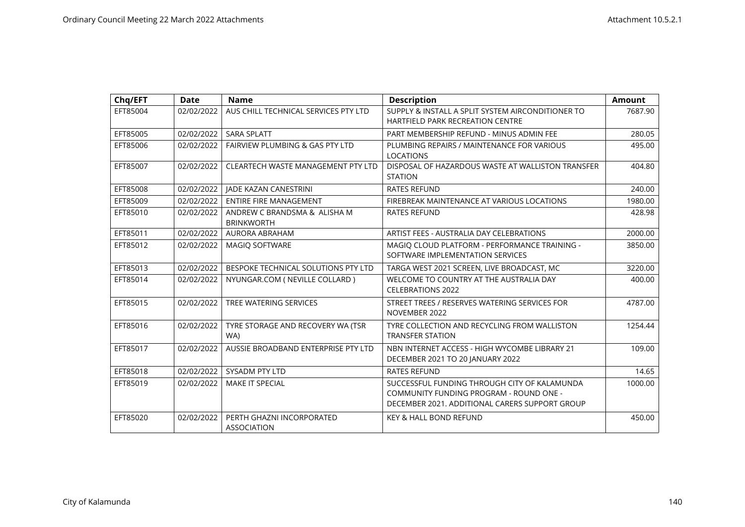| Chq/EFT | Date | Name | Description | Amount |
|---|---|---|---|---|
| EFT85004 | 02/02/2022 | AUS CHILL TECHNICAL SERVICES PTY LTD | SUPPLY & INSTALL A SPLIT SYSTEM AIRCONDITIONER TO HARTFIELD PARK RECREATION CENTRE | 7687.90 |
| EFT85005 | 02/02/2022 | SARA SPLATT | PART MEMBERSHIP REFUND - MINUS ADMIN FEE | 280.05 |
| EFT85006 | 02/02/2022 | FAIRVIEW PLUMBING & GAS PTY LTD | PLUMBING REPAIRS / MAINTENANCE FOR VARIOUS LOCATIONS | 495.00 |
| EFT85007 | 02/02/2022 | CLEARTECH WASTE MANAGEMENT PTY LTD | DISPOSAL OF HAZARDOUS WASTE AT WALLISTON TRANSFER STATION | 404.80 |
| EFT85008 | 02/02/2022 | JADE KAZAN CANESTRINI | RATES REFUND | 240.00 |
| EFT85009 | 02/02/2022 | ENTIRE FIRE MANAGEMENT | FIREBREAK MAINTENANCE AT VARIOUS LOCATIONS | 1980.00 |
| EFT85010 | 02/02/2022 | ANDREW C BRANDSMA & ALISHA M BRINKWORTH | RATES REFUND | 428.98 |
| EFT85011 | 02/02/2022 | AURORA ABRAHAM | ARTIST FEES - AUSTRALIA DAY CELEBRATIONS | 2000.00 |
| EFT85012 | 02/02/2022 | MAGIQ SOFTWARE | MAGIQ CLOUD PLATFORM - PERFORMANCE TRAINING - SOFTWARE IMPLEMENTATION SERVICES | 3850.00 |
| EFT85013 | 02/02/2022 | BESPOKE TECHNICAL SOLUTIONS PTY LTD | TARGA WEST 2021 SCREEN, LIVE BROADCAST, MC | 3220.00 |
| EFT85014 | 02/02/2022 | NYUNGAR.COM ( NEVILLE COLLARD ) | WELCOME TO COUNTRY AT THE AUSTRALIA DAY CELEBRATIONS 2022 | 400.00 |
| EFT85015 | 02/02/2022 | TREE WATERING SERVICES | STREET TREES / RESERVES WATERING SERVICES FOR NOVEMBER 2022 | 4787.00 |
| EFT85016 | 02/02/2022 | TYRE STORAGE AND RECOVERY WA (TSR WA) | TYRE COLLECTION AND RECYCLING FROM WALLISTON TRANSFER STATION | 1254.44 |
| EFT85017 | 02/02/2022 | AUSSIE BROADBAND ENTERPRISE PTY LTD | NBN INTERNET ACCESS - HIGH WYCOMBE LIBRARY 21 DECEMBER 2021 TO 20 JANUARY 2022 | 109.00 |
| EFT85018 | 02/02/2022 | SYSADM PTY LTD | RATES REFUND | 14.65 |
| EFT85019 | 02/02/2022 | MAKE IT SPECIAL | SUCCESSFUL FUNDING THROUGH CITY OF KALAMUNDA COMMUNITY FUNDING PROGRAM - ROUND ONE - DECEMBER 2021. ADDITIONAL CARERS SUPPORT GROUP | 1000.00 |
| EFT85020 | 02/02/2022 | PERTH GHAZNI INCORPORATED ASSOCIATION | KEY & HALL BOND REFUND | 450.00 |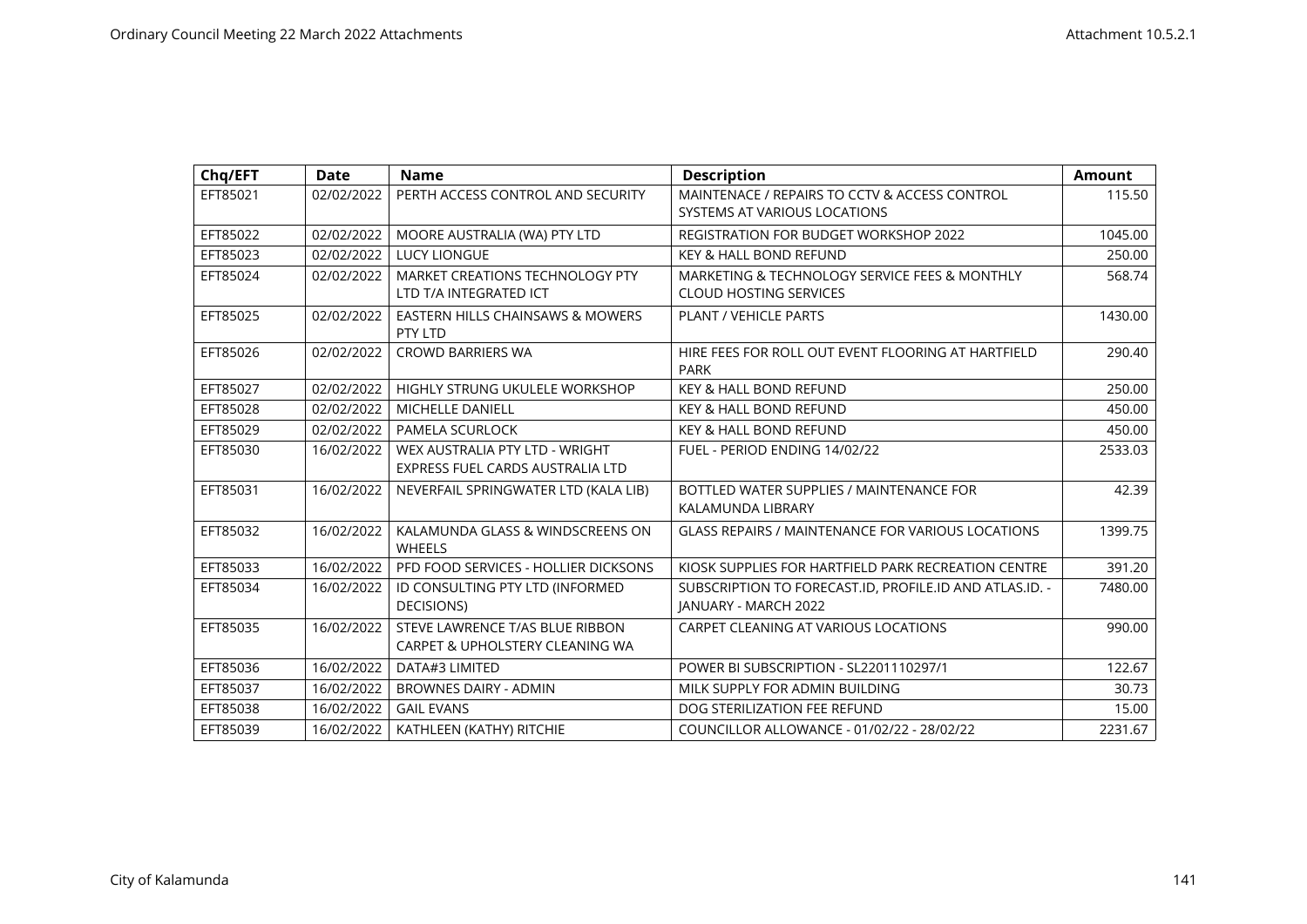| Chq/EFT | Date | Name | Description | Amount |
|---|---|---|---|---|
| EFT85021 | 02/02/2022 | PERTH ACCESS CONTROL AND SECURITY | MAINTENACE / REPAIRS TO CCTV & ACCESS CONTROL SYSTEMS AT VARIOUS LOCATIONS | 115.50 |
| EFT85022 | 02/02/2022 | MOORE AUSTRALIA (WA) PTY LTD | REGISTRATION FOR BUDGET WORKSHOP 2022 | 1045.00 |
| EFT85023 | 02/02/2022 | LUCY LIONGUE | KEY & HALL BOND REFUND | 250.00 |
| EFT85024 | 02/02/2022 | MARKET CREATIONS TECHNOLOGY PTY LTD T/A INTEGRATED ICT | MARKETING & TECHNOLOGY SERVICE FEES & MONTHLY CLOUD HOSTING SERVICES | 568.74 |
| EFT85025 | 02/02/2022 | EASTERN HILLS CHAINSAWS & MOWERS PTY LTD | PLANT / VEHICLE PARTS | 1430.00 |
| EFT85026 | 02/02/2022 | CROWD BARRIERS WA | HIRE FEES FOR ROLL OUT EVENT FLOORING AT HARTFIELD PARK | 290.40 |
| EFT85027 | 02/02/2022 | HIGHLY STRUNG UKULELE WORKSHOP | KEY & HALL BOND REFUND | 250.00 |
| EFT85028 | 02/02/2022 | MICHELLE DANIELL | KEY & HALL BOND REFUND | 450.00 |
| EFT85029 | 02/02/2022 | PAMELA SCURLOCK | KEY & HALL BOND REFUND | 450.00 |
| EFT85030 | 16/02/2022 | WEX AUSTRALIA PTY LTD - WRIGHT EXPRESS FUEL CARDS AUSTRALIA LTD | FUEL - PERIOD ENDING 14/02/22 | 2533.03 |
| EFT85031 | 16/02/2022 | NEVERFAIL SPRINGWATER LTD (KALA LIB) | BOTTLED WATER SUPPLIES / MAINTENANCE FOR KALAMUNDA LIBRARY | 42.39 |
| EFT85032 | 16/02/2022 | KALAMUNDA GLASS & WINDSCREENS ON WHEELS | GLASS REPAIRS / MAINTENANCE FOR VARIOUS LOCATIONS | 1399.75 |
| EFT85033 | 16/02/2022 | PFD FOOD SERVICES - HOLLIER DICKSONS | KIOSK SUPPLIES FOR HARTFIELD PARK RECREATION CENTRE | 391.20 |
| EFT85034 | 16/02/2022 | ID CONSULTING PTY LTD (INFORMED DECISIONS) | SUBSCRIPTION TO FORECAST.ID, PROFILE.ID AND ATLAS.ID. - JANUARY - MARCH 2022 | 7480.00 |
| EFT85035 | 16/02/2022 | STEVE LAWRENCE T/AS BLUE RIBBON CARPET & UPHOLSTERY CLEANING WA | CARPET CLEANING AT VARIOUS LOCATIONS | 990.00 |
| EFT85036 | 16/02/2022 | DATA#3 LIMITED | POWER BI SUBSCRIPTION - SL2201110297/1 | 122.67 |
| EFT85037 | 16/02/2022 | BROWNES DAIRY - ADMIN | MILK SUPPLY FOR ADMIN BUILDING | 30.73 |
| EFT85038 | 16/02/2022 | GAIL EVANS | DOG STERILIZATION FEE REFUND | 15.00 |
| EFT85039 | 16/02/2022 | KATHLEEN (KATHY) RITCHIE | COUNCILLOR ALLOWANCE - 01/02/22 - 28/02/22 | 2231.67 |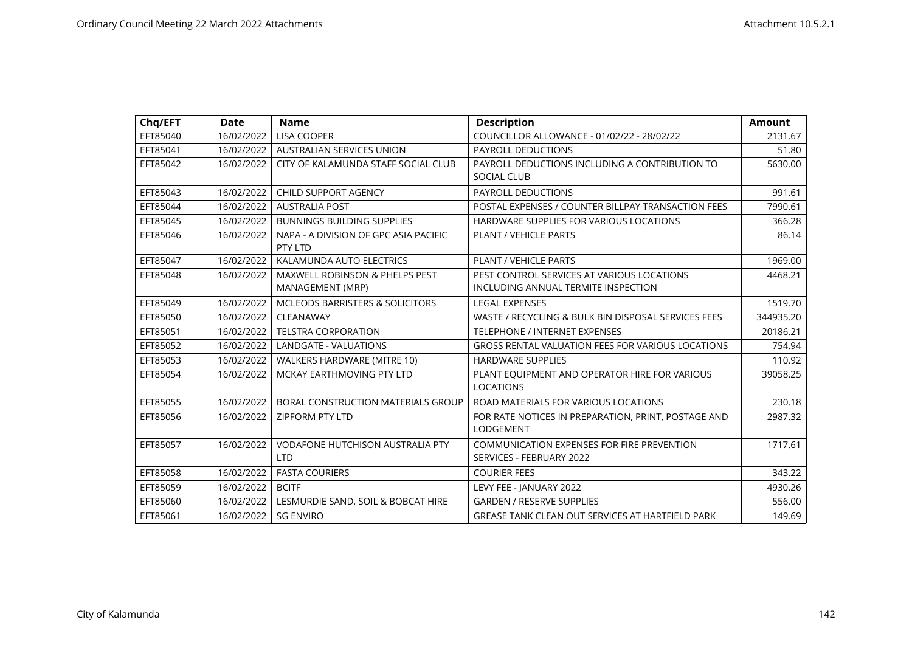| Chq/EFT | Date | Name | Description | Amount |
| --- | --- | --- | --- | --- |
| EFT85040 | 16/02/2022 | LISA COOPER | COUNCILLOR ALLOWANCE - 01/02/22 - 28/02/22 | 2131.67 |
| EFT85041 | 16/02/2022 | AUSTRALIAN SERVICES UNION | PAYROLL DEDUCTIONS | 51.80 |
| EFT85042 | 16/02/2022 | CITY OF KALAMUNDA STAFF SOCIAL CLUB | PAYROLL DEDUCTIONS INCLUDING A CONTRIBUTION TO SOCIAL CLUB | 5630.00 |
| EFT85043 | 16/02/2022 | CHILD SUPPORT AGENCY | PAYROLL DEDUCTIONS | 991.61 |
| EFT85044 | 16/02/2022 | AUSTRALIA POST | POSTAL EXPENSES / COUNTER BILLPAY TRANSACTION FEES | 7990.61 |
| EFT85045 | 16/02/2022 | BUNNINGS BUILDING SUPPLIES | HARDWARE SUPPLIES FOR VARIOUS LOCATIONS | 366.28 |
| EFT85046 | 16/02/2022 | NAPA - A DIVISION OF GPC ASIA PACIFIC PTY LTD | PLANT / VEHICLE PARTS | 86.14 |
| EFT85047 | 16/02/2022 | KALAMUNDA AUTO ELECTRICS | PLANT / VEHICLE PARTS | 1969.00 |
| EFT85048 | 16/02/2022 | MAXWELL ROBINSON & PHELPS PEST MANAGEMENT (MRP) | PEST CONTROL SERVICES AT VARIOUS LOCATIONS INCLUDING ANNUAL TERMITE INSPECTION | 4468.21 |
| EFT85049 | 16/02/2022 | MCLEODS BARRISTERS & SOLICITORS | LEGAL EXPENSES | 1519.70 |
| EFT85050 | 16/02/2022 | CLEANAWAY | WASTE / RECYCLING & BULK BIN DISPOSAL SERVICES FEES | 344935.20 |
| EFT85051 | 16/02/2022 | TELSTRA CORPORATION | TELEPHONE / INTERNET EXPENSES | 20186.21 |
| EFT85052 | 16/02/2022 | LANDGATE - VALUATIONS | GROSS RENTAL VALUATION FEES FOR VARIOUS LOCATIONS | 754.94 |
| EFT85053 | 16/02/2022 | WALKERS HARDWARE (MITRE 10) | HARDWARE SUPPLIES | 110.92 |
| EFT85054 | 16/02/2022 | MCKAY EARTHMOVING PTY LTD | PLANT EQUIPMENT AND OPERATOR HIRE FOR VARIOUS LOCATIONS | 39058.25 |
| EFT85055 | 16/02/2022 | BORAL CONSTRUCTION MATERIALS GROUP | ROAD MATERIALS FOR VARIOUS LOCATIONS | 230.18 |
| EFT85056 | 16/02/2022 | ZIPFORM PTY LTD | FOR RATE NOTICES IN PREPARATION, PRINT, POSTAGE AND LODGEMENT | 2987.32 |
| EFT85057 | 16/02/2022 | VODAFONE HUTCHISON AUSTRALIA PTY LTD | COMMUNICATION EXPENSES FOR FIRE PREVENTION SERVICES - FEBRUARY 2022 | 1717.61 |
| EFT85058 | 16/02/2022 | FASTA COURIERS | COURIER FEES | 343.22 |
| EFT85059 | 16/02/2022 | BCITF | LEVY FEE - JANUARY 2022 | 4930.26 |
| EFT85060 | 16/02/2022 | LESMURDIE SAND, SOIL & BOBCAT HIRE | GARDEN / RESERVE SUPPLIES | 556.00 |
| EFT85061 | 16/02/2022 | SG ENVIRO | GREASE TANK CLEAN OUT SERVICES AT HARTFIELD PARK | 149.69 |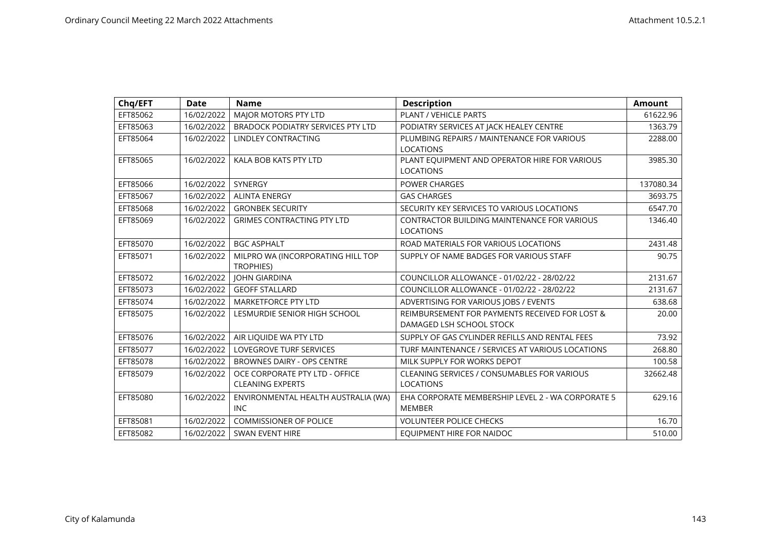| Chq/EFT | Date | Name | Description | Amount |
|---|---|---|---|---|
| EFT85062 | 16/02/2022 | MAJOR MOTORS PTY LTD | PLANT / VEHICLE PARTS | 61622.96 |
| EFT85063 | 16/02/2022 | BRADOCK PODIATRY SERVICES PTY LTD | PODIATRY SERVICES AT JACK HEALEY CENTRE | 1363.79 |
| EFT85064 | 16/02/2022 | LINDLEY CONTRACTING | PLUMBING REPAIRS / MAINTENANCE FOR VARIOUS LOCATIONS | 2288.00 |
| EFT85065 | 16/02/2022 | KALA BOB KATS PTY LTD | PLANT EQUIPMENT AND OPERATOR HIRE FOR VARIOUS LOCATIONS | 3985.30 |
| EFT85066 | 16/02/2022 | SYNERGY | POWER CHARGES | 137080.34 |
| EFT85067 | 16/02/2022 | ALINTA ENERGY | GAS CHARGES | 3693.75 |
| EFT85068 | 16/02/2022 | GRONBEK SECURITY | SECURITY KEY SERVICES TO VARIOUS LOCATIONS | 6547.70 |
| EFT85069 | 16/02/2022 | GRIMES CONTRACTING PTY LTD | CONTRACTOR BUILDING MAINTENANCE FOR VARIOUS LOCATIONS | 1346.40 |
| EFT85070 | 16/02/2022 | BGC ASPHALT | ROAD MATERIALS FOR VARIOUS LOCATIONS | 2431.48 |
| EFT85071 | 16/02/2022 | MILPRO WA (INCORPORATING HILL TOP TROPHIES) | SUPPLY OF NAME BADGES FOR VARIOUS STAFF | 90.75 |
| EFT85072 | 16/02/2022 | JOHN GIARDINA | COUNCILLOR ALLOWANCE - 01/02/22 - 28/02/22 | 2131.67 |
| EFT85073 | 16/02/2022 | GEOFF STALLARD | COUNCILLOR ALLOWANCE - 01/02/22 - 28/02/22 | 2131.67 |
| EFT85074 | 16/02/2022 | MARKETFORCE PTY LTD | ADVERTISING FOR VARIOUS JOBS / EVENTS | 638.68 |
| EFT85075 | 16/02/2022 | LESMURDIE SENIOR HIGH SCHOOL | REIMBURSEMENT FOR PAYMENTS RECEIVED FOR LOST & DAMAGED LSH SCHOOL STOCK | 20.00 |
| EFT85076 | 16/02/2022 | AIR LIQUIDE WA PTY LTD | SUPPLY OF GAS CYLINDER REFILLS AND RENTAL FEES | 73.92 |
| EFT85077 | 16/02/2022 | LOVEGROVE TURF SERVICES | TURF MAINTENANCE / SERVICES AT VARIOUS LOCATIONS | 268.80 |
| EFT85078 | 16/02/2022 | BROWNES DAIRY - OPS CENTRE | MILK SUPPLY FOR WORKS DEPOT | 100.58 |
| EFT85079 | 16/02/2022 | OCE CORPORATE PTY LTD - OFFICE CLEANING EXPERTS | CLEANING SERVICES / CONSUMABLES FOR VARIOUS LOCATIONS | 32662.48 |
| EFT85080 | 16/02/2022 | ENVIRONMENTAL HEALTH AUSTRALIA (WA) INC | EHA CORPORATE MEMBERSHIP LEVEL 2 - WA CORPORATE 5 MEMBER | 629.16 |
| EFT85081 | 16/02/2022 | COMMISSIONER OF POLICE | VOLUNTEER POLICE CHECKS | 16.70 |
| EFT85082 | 16/02/2022 | SWAN EVENT HIRE | EQUIPMENT HIRE FOR NAIDOC | 510.00 |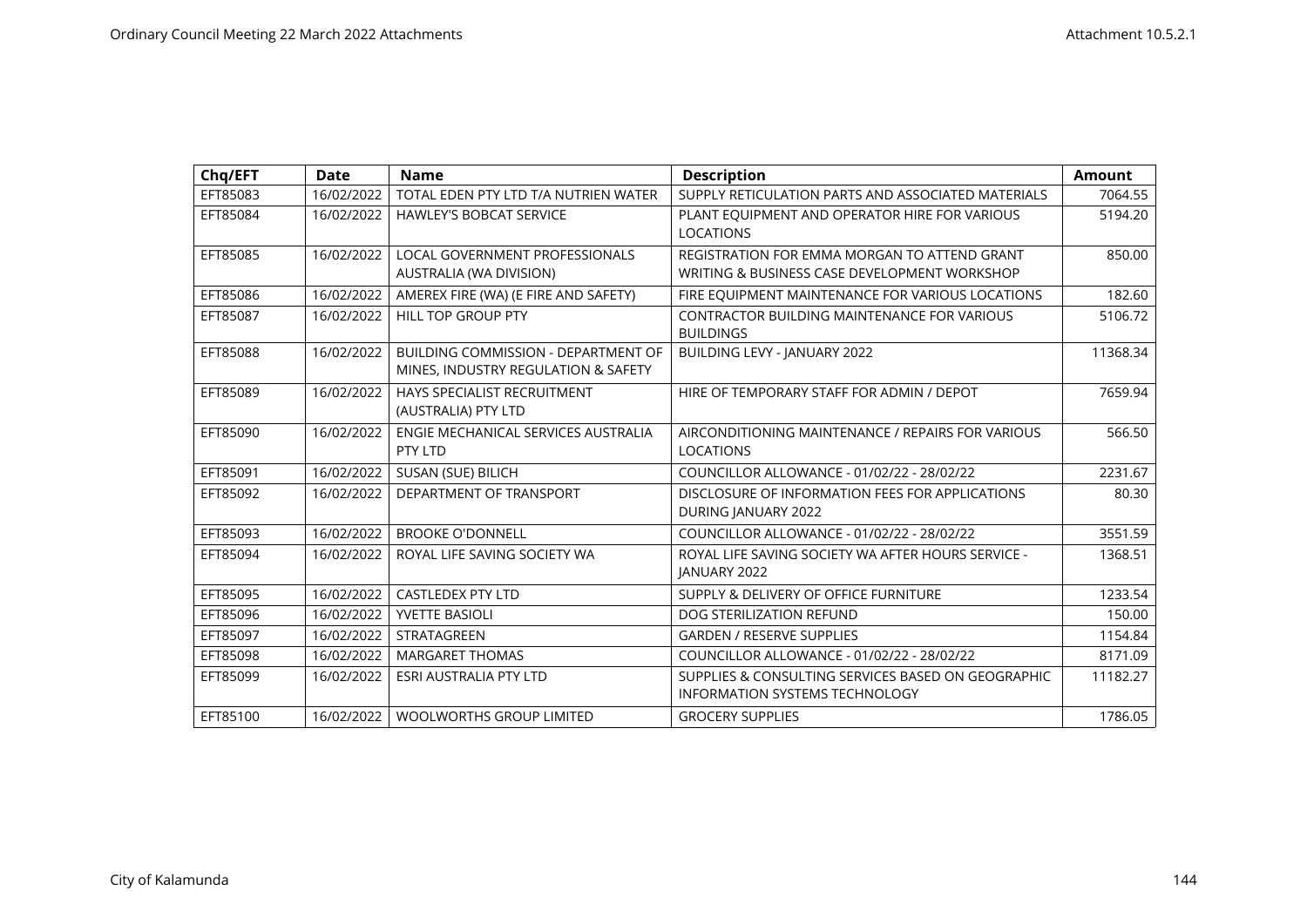| Chq/EFT | Date | Name | Description | Amount |
|---|---|---|---|---|
| EFT85083 | 16/02/2022 | TOTAL EDEN PTY LTD T/A NUTRIEN WATER | SUPPLY RETICULATION PARTS AND ASSOCIATED MATERIALS | 7064.55 |
| EFT85084 | 16/02/2022 | HAWLEY'S BOBCAT SERVICE | PLANT EQUIPMENT AND OPERATOR HIRE FOR VARIOUS LOCATIONS | 5194.20 |
| EFT85085 | 16/02/2022 | LOCAL GOVERNMENT PROFESSIONALS AUSTRALIA (WA DIVISION) | REGISTRATION FOR EMMA MORGAN TO ATTEND GRANT WRITING & BUSINESS CASE DEVELOPMENT WORKSHOP | 850.00 |
| EFT85086 | 16/02/2022 | AMEREX FIRE (WA) (E FIRE AND SAFETY) | FIRE EQUIPMENT MAINTENANCE FOR VARIOUS LOCATIONS | 182.60 |
| EFT85087 | 16/02/2022 | HILL TOP GROUP PTY | CONTRACTOR BUILDING MAINTENANCE FOR VARIOUS BUILDINGS | 5106.72 |
| EFT85088 | 16/02/2022 | BUILDING COMMISSION - DEPARTMENT OF MINES, INDUSTRY REGULATION & SAFETY | BUILDING LEVY - JANUARY 2022 | 11368.34 |
| EFT85089 | 16/02/2022 | HAYS SPECIALIST RECRUITMENT (AUSTRALIA) PTY LTD | HIRE OF TEMPORARY STAFF FOR ADMIN / DEPOT | 7659.94 |
| EFT85090 | 16/02/2022 | ENGIE MECHANICAL SERVICES AUSTRALIA PTY LTD | AIRCONDITIONING MAINTENANCE / REPAIRS FOR VARIOUS LOCATIONS | 566.50 |
| EFT85091 | 16/02/2022 | SUSAN (SUE) BILICH | COUNCILLOR ALLOWANCE - 01/02/22 - 28/02/22 | 2231.67 |
| EFT85092 | 16/02/2022 | DEPARTMENT OF TRANSPORT | DISCLOSURE OF INFORMATION FEES FOR APPLICATIONS DURING JANUARY 2022 | 80.30 |
| EFT85093 | 16/02/2022 | BROOKE O'DONNELL | COUNCILLOR ALLOWANCE - 01/02/22 - 28/02/22 | 3551.59 |
| EFT85094 | 16/02/2022 | ROYAL LIFE SAVING SOCIETY WA | ROYAL LIFE SAVING SOCIETY WA AFTER HOURS SERVICE - JANUARY 2022 | 1368.51 |
| EFT85095 | 16/02/2022 | CASTLEDEX PTY LTD | SUPPLY & DELIVERY OF OFFICE FURNITURE | 1233.54 |
| EFT85096 | 16/02/2022 | YVETTE BASIOLI | DOG STERILIZATION REFUND | 150.00 |
| EFT85097 | 16/02/2022 | STRATAGREEN | GARDEN / RESERVE SUPPLIES | 1154.84 |
| EFT85098 | 16/02/2022 | MARGARET THOMAS | COUNCILLOR ALLOWANCE - 01/02/22 - 28/02/22 | 8171.09 |
| EFT85099 | 16/02/2022 | ESRI AUSTRALIA PTY LTD | SUPPLIES & CONSULTING SERVICES BASED ON GEOGRAPHIC INFORMATION SYSTEMS TECHNOLOGY | 11182.27 |
| EFT85100 | 16/02/2022 | WOOLWORTHS GROUP LIMITED | GROCERY SUPPLIES | 1786.05 |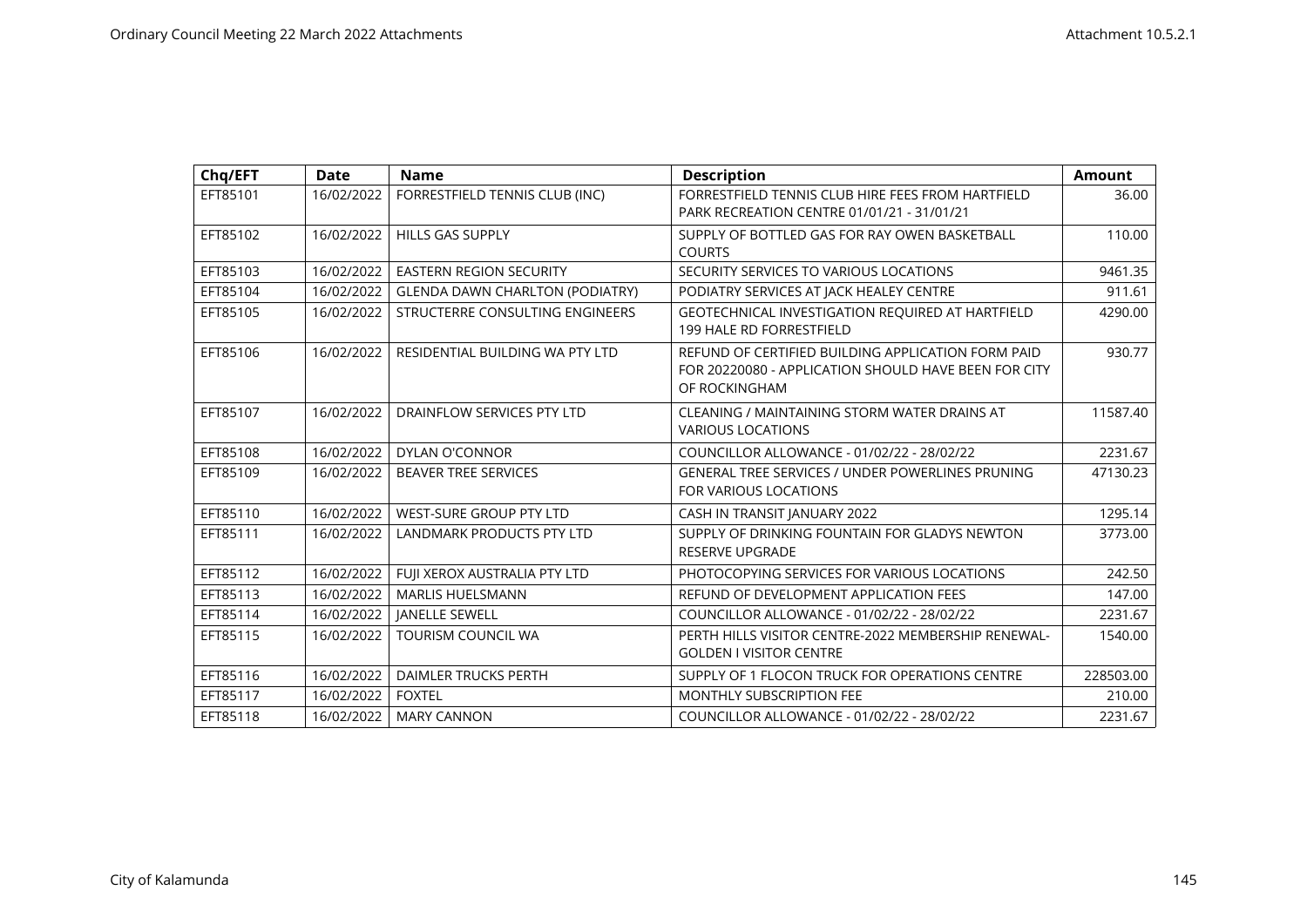| Chq/EFT | Date | Name | Description | Amount |
|---|---|---|---|---|
| EFT85101 | 16/02/2022 | FORRESTFIELD TENNIS CLUB (INC) | FORRESTFIELD TENNIS CLUB HIRE FEES FROM HARTFIELD PARK RECREATION CENTRE 01/01/21 - 31/01/21 | 36.00 |
| EFT85102 | 16/02/2022 | HILLS GAS SUPPLY | SUPPLY OF BOTTLED GAS FOR RAY OWEN BASKETBALL COURTS | 110.00 |
| EFT85103 | 16/02/2022 | EASTERN REGION SECURITY | SECURITY SERVICES TO VARIOUS LOCATIONS | 9461.35 |
| EFT85104 | 16/02/2022 | GLENDA DAWN CHARLTON (PODIATRY) | PODIATRY SERVICES AT JACK HEALEY CENTRE | 911.61 |
| EFT85105 | 16/02/2022 | STRUCTERRE CONSULTING ENGINEERS | GEOTECHNICAL INVESTIGATION REQUIRED AT HARTFIELD 199 HALE RD FORRESTFIELD | 4290.00 |
| EFT85106 | 16/02/2022 | RESIDENTIAL BUILDING WA PTY LTD | REFUND OF CERTIFIED BUILDING APPLICATION FORM PAID FOR 20220080 - APPLICATION SHOULD HAVE BEEN FOR CITY OF ROCKINGHAM | 930.77 |
| EFT85107 | 16/02/2022 | DRAINFLOW SERVICES PTY LTD | CLEANING / MAINTAINING STORM WATER DRAINS AT VARIOUS LOCATIONS | 11587.40 |
| EFT85108 | 16/02/2022 | DYLAN O'CONNOR | COUNCILLOR ALLOWANCE - 01/02/22 - 28/02/22 | 2231.67 |
| EFT85109 | 16/02/2022 | BEAVER TREE SERVICES | GENERAL TREE SERVICES / UNDER POWERLINES PRUNING FOR VARIOUS LOCATIONS | 47130.23 |
| EFT85110 | 16/02/2022 | WEST-SURE GROUP PTY LTD | CASH IN TRANSIT JANUARY 2022 | 1295.14 |
| EFT85111 | 16/02/2022 | LANDMARK PRODUCTS PTY LTD | SUPPLY OF DRINKING FOUNTAIN FOR GLADYS NEWTON RESERVE UPGRADE | 3773.00 |
| EFT85112 | 16/02/2022 | FUJI XEROX AUSTRALIA PTY LTD | PHOTOCOPYING SERVICES FOR VARIOUS LOCATIONS | 242.50 |
| EFT85113 | 16/02/2022 | MARLIS HUELSMANN | REFUND OF DEVELOPMENT APPLICATION FEES | 147.00 |
| EFT85114 | 16/02/2022 | JANELLE SEWELL | COUNCILLOR ALLOWANCE - 01/02/22 - 28/02/22 | 2231.67 |
| EFT85115 | 16/02/2022 | TOURISM COUNCIL WA | PERTH HILLS VISITOR CENTRE-2022 MEMBERSHIP RENEWAL-GOLDEN I VISITOR CENTRE | 1540.00 |
| EFT85116 | 16/02/2022 | DAIMLER TRUCKS PERTH | SUPPLY OF 1 FLOCON TRUCK FOR OPERATIONS CENTRE | 228503.00 |
| EFT85117 | 16/02/2022 | FOXTEL | MONTHLY SUBSCRIPTION FEE | 210.00 |
| EFT85118 | 16/02/2022 | MARY CANNON | COUNCILLOR ALLOWANCE - 01/02/22 - 28/02/22 | 2231.67 |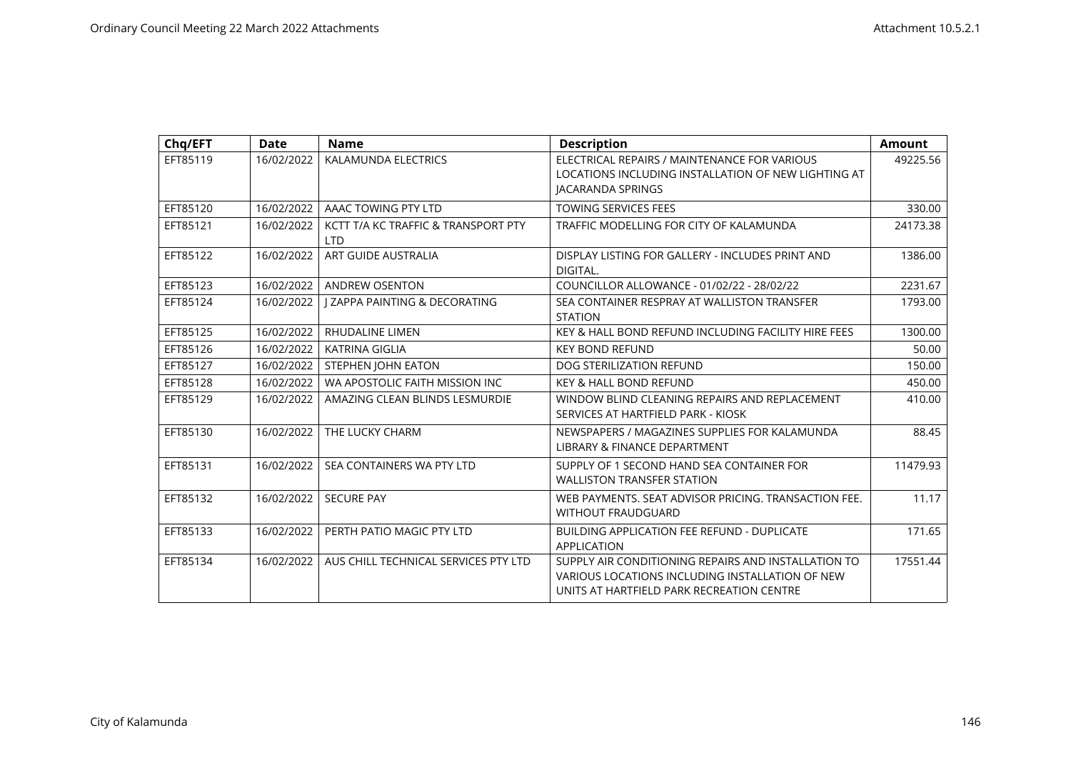| Chq/EFT | Date | Name | Description | Amount |
|---|---|---|---|---|
| EFT85119 | 16/02/2022 | KALAMUNDA ELECTRICS | ELECTRICAL REPAIRS / MAINTENANCE FOR VARIOUS LOCATIONS INCLUDING INSTALLATION OF NEW LIGHTING AT JACARANDA SPRINGS | 49225.56 |
| EFT85120 | 16/02/2022 | AAAC TOWING PTY LTD | TOWING SERVICES FEES | 330.00 |
| EFT85121 | 16/02/2022 | KCTT T/A KC TRAFFIC & TRANSPORT PTY LTD | TRAFFIC MODELLING FOR CITY OF KALAMUNDA | 24173.38 |
| EFT85122 | 16/02/2022 | ART GUIDE AUSTRALIA | DISPLAY LISTING FOR GALLERY - INCLUDES PRINT AND DIGITAL. | 1386.00 |
| EFT85123 | 16/02/2022 | ANDREW OSENTON | COUNCILLOR ALLOWANCE - 01/02/22 - 28/02/22 | 2231.67 |
| EFT85124 | 16/02/2022 | J ZAPPA PAINTING & DECORATING | SEA CONTAINER RESPRAY AT WALLISTON TRANSFER STATION | 1793.00 |
| EFT85125 | 16/02/2022 | RHUDALINE LIMEN | KEY & HALL BOND REFUND INCLUDING FACILITY HIRE FEES | 1300.00 |
| EFT85126 | 16/02/2022 | KATRINA GIGLIA | KEY BOND REFUND | 50.00 |
| EFT85127 | 16/02/2022 | STEPHEN JOHN EATON | DOG STERILIZATION REFUND | 150.00 |
| EFT85128 | 16/02/2022 | WA APOSTOLIC FAITH MISSION INC | KEY & HALL BOND REFUND | 450.00 |
| EFT85129 | 16/02/2022 | AMAZING CLEAN BLINDS LESMURDIE | WINDOW BLIND CLEANING REPAIRS AND REPLACEMENT SERVICES AT HARTFIELD PARK - KIOSK | 410.00 |
| EFT85130 | 16/02/2022 | THE LUCKY CHARM | NEWSPAPERS / MAGAZINES SUPPLIES FOR KALAMUNDA LIBRARY & FINANCE DEPARTMENT | 88.45 |
| EFT85131 | 16/02/2022 | SEA CONTAINERS WA PTY LTD | SUPPLY OF 1 SECOND HAND SEA CONTAINER FOR WALLISTON TRANSFER STATION | 11479.93 |
| EFT85132 | 16/02/2022 | SECURE PAY | WEB PAYMENTS. SEAT ADVISOR PRICING. TRANSACTION FEE. WITHOUT FRAUDGUARD | 11.17 |
| EFT85133 | 16/02/2022 | PERTH PATIO MAGIC PTY LTD | BUILDING APPLICATION FEE REFUND - DUPLICATE APPLICATION | 171.65 |
| EFT85134 | 16/02/2022 | AUS CHILL TECHNICAL SERVICES PTY LTD | SUPPLY AIR CONDITIONING REPAIRS AND INSTALLATION TO VARIOUS LOCATIONS INCLUDING INSTALLATION OF NEW UNITS AT HARTFIELD PARK RECREATION CENTRE | 17551.44 |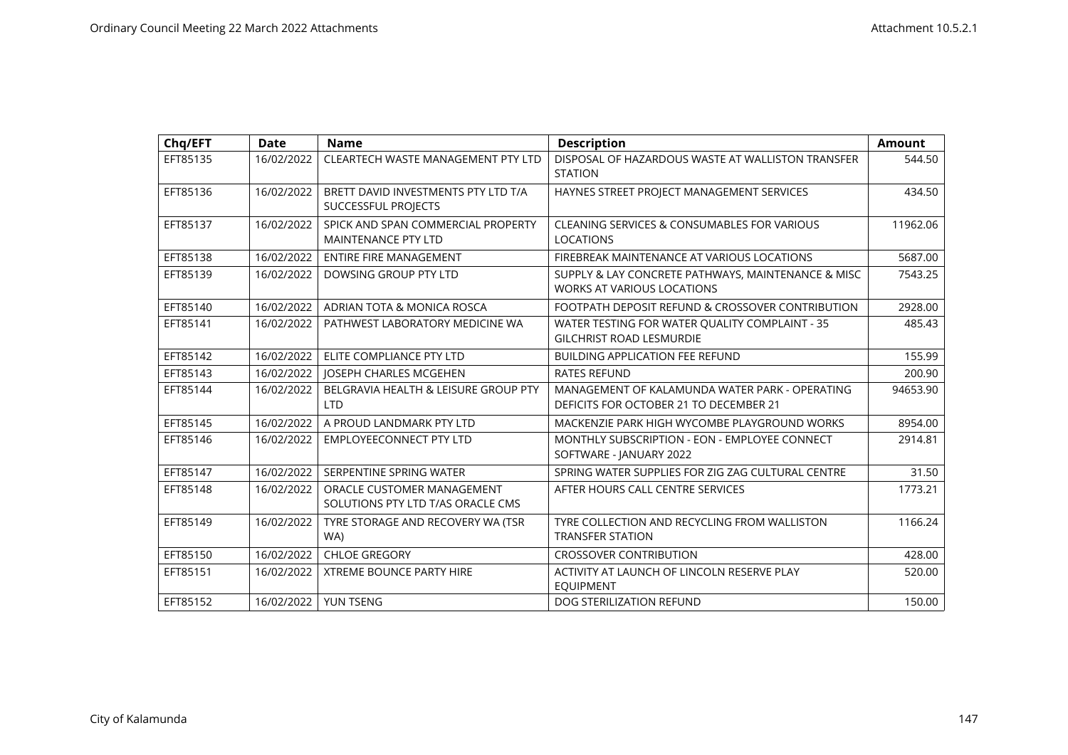| Chq/EFT | Date | Name | Description | Amount |
|---|---|---|---|---|
| EFT85135 | 16/02/2022 | CLEARTECH WASTE MANAGEMENT PTY LTD | DISPOSAL OF HAZARDOUS WASTE AT WALLISTON TRANSFER STATION | 544.50 |
| EFT85136 | 16/02/2022 | BRETT DAVID INVESTMENTS PTY LTD T/A SUCCESSFUL PROJECTS | HAYNES STREET PROJECT MANAGEMENT SERVICES | 434.50 |
| EFT85137 | 16/02/2022 | SPICK AND SPAN COMMERCIAL PROPERTY MAINTENANCE PTY LTD | CLEANING SERVICES & CONSUMABLES FOR VARIOUS LOCATIONS | 11962.06 |
| EFT85138 | 16/02/2022 | ENTIRE FIRE MANAGEMENT | FIREBREAK MAINTENANCE AT VARIOUS LOCATIONS | 5687.00 |
| EFT85139 | 16/02/2022 | DOWSING GROUP PTY LTD | SUPPLY & LAY CONCRETE PATHWAYS, MAINTENANCE & MISC WORKS AT VARIOUS LOCATIONS | 7543.25 |
| EFT85140 | 16/02/2022 | ADRIAN TOTA & MONICA ROSCA | FOOTPATH DEPOSIT REFUND & CROSSOVER CONTRIBUTION | 2928.00 |
| EFT85141 | 16/02/2022 | PATHWEST LABORATORY MEDICINE WA | WATER TESTING FOR WATER QUALITY COMPLAINT - 35 GILCHRIST ROAD LESMURDIE | 485.43 |
| EFT85142 | 16/02/2022 | ELITE COMPLIANCE PTY LTD | BUILDING APPLICATION FEE REFUND | 155.99 |
| EFT85143 | 16/02/2022 | JOSEPH CHARLES MCGEHEN | RATES REFUND | 200.90 |
| EFT85144 | 16/02/2022 | BELGRAVIA HEALTH & LEISURE GROUP PTY LTD | MANAGEMENT OF KALAMUNDA WATER PARK - OPERATING DEFICITS FOR OCTOBER 21 TO DECEMBER 21 | 94653.90 |
| EFT85145 | 16/02/2022 | A PROUD LANDMARK PTY LTD | MACKENZIE PARK HIGH WYCOMBE PLAYGROUND WORKS | 8954.00 |
| EFT85146 | 16/02/2022 | EMPLOYEECONNECT PTY LTD | MONTHLY SUBSCRIPTION - EON - EMPLOYEE CONNECT SOFTWARE - JANUARY 2022 | 2914.81 |
| EFT85147 | 16/02/2022 | SERPENTINE SPRING WATER | SPRING WATER SUPPLIES FOR ZIG ZAG CULTURAL CENTRE | 31.50 |
| EFT85148 | 16/02/2022 | ORACLE CUSTOMER MANAGEMENT SOLUTIONS PTY LTD T/AS ORACLE CMS | AFTER HOURS CALL CENTRE SERVICES | 1773.21 |
| EFT85149 | 16/02/2022 | TYRE STORAGE AND RECOVERY WA (TSR WA) | TYRE COLLECTION AND RECYCLING FROM WALLISTON TRANSFER STATION | 1166.24 |
| EFT85150 | 16/02/2022 | CHLOE GREGORY | CROSSOVER CONTRIBUTION | 428.00 |
| EFT85151 | 16/02/2022 | XTREME BOUNCE PARTY HIRE | ACTIVITY AT LAUNCH OF LINCOLN RESERVE PLAY EQUIPMENT | 520.00 |
| EFT85152 | 16/02/2022 | YUN TSENG | DOG STERILIZATION REFUND | 150.00 |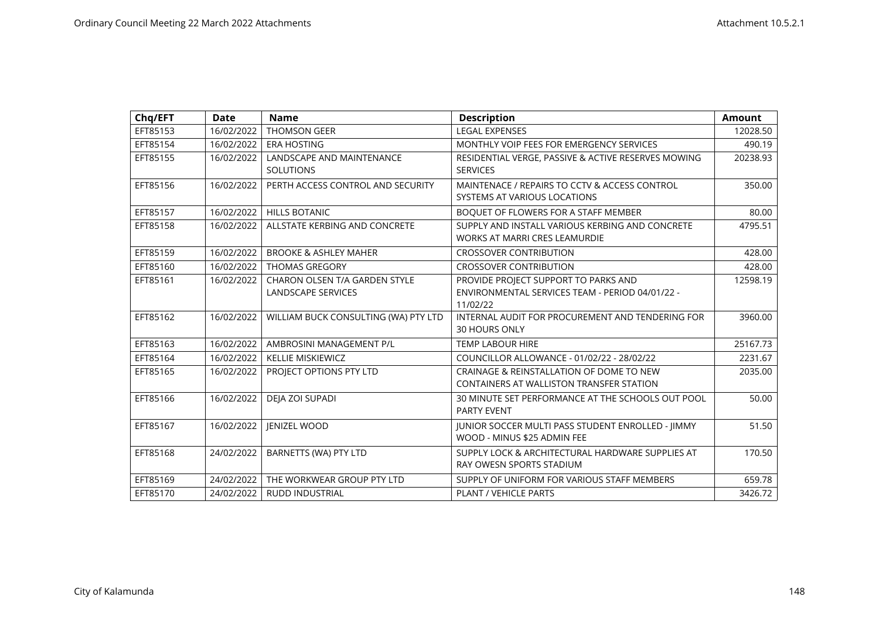| Chq/EFT | Date | Name | Description | Amount |
|---|---|---|---|---|
| EFT85153 | 16/02/2022 | THOMSON GEER | LEGAL EXPENSES | 12028.50 |
| EFT85154 | 16/02/2022 | ERA HOSTING | MONTHLY VOIP FEES FOR EMERGENCY SERVICES | 490.19 |
| EFT85155 | 16/02/2022 | LANDSCAPE AND MAINTENANCE SOLUTIONS | RESIDENTIAL VERGE, PASSIVE & ACTIVE RESERVES MOWING SERVICES | 20238.93 |
| EFT85156 | 16/02/2022 | PERTH ACCESS CONTROL AND SECURITY | MAINTENACE / REPAIRS TO CCTV & ACCESS CONTROL SYSTEMS AT VARIOUS LOCATIONS | 350.00 |
| EFT85157 | 16/02/2022 | HILLS BOTANIC | BOQUET OF FLOWERS FOR A STAFF MEMBER | 80.00 |
| EFT85158 | 16/02/2022 | ALLSTATE KERBING AND CONCRETE | SUPPLY AND INSTALL VARIOUS KERBING AND CONCRETE WORKS AT MARRI CRES LEAMURDIE | 4795.51 |
| EFT85159 | 16/02/2022 | BROOKE & ASHLEY MAHER | CROSSOVER CONTRIBUTION | 428.00 |
| EFT85160 | 16/02/2022 | THOMAS GREGORY | CROSSOVER CONTRIBUTION | 428.00 |
| EFT85161 | 16/02/2022 | CHARON OLSEN T/A GARDEN STYLE LANDSCAPE SERVICES | PROVIDE PROJECT SUPPORT TO PARKS AND ENVIRONMENTAL SERVICES TEAM - PERIOD 04/01/22 - 11/02/22 | 12598.19 |
| EFT85162 | 16/02/2022 | WILLIAM BUCK CONSULTING (WA) PTY LTD | INTERNAL AUDIT FOR PROCUREMENT AND TENDERING FOR 30 HOURS ONLY | 3960.00 |
| EFT85163 | 16/02/2022 | AMBROSINI MANAGEMENT P/L | TEMP LABOUR HIRE | 25167.73 |
| EFT85164 | 16/02/2022 | KELLIE MISKIEWICZ | COUNCILLOR ALLOWANCE - 01/02/22 - 28/02/22 | 2231.67 |
| EFT85165 | 16/02/2022 | PROJECT OPTIONS PTY LTD | CRAINAGE & REINSTALLATION OF DOME TO NEW CONTAINERS AT WALLISTON TRANSFER STATION | 2035.00 |
| EFT85166 | 16/02/2022 | DEJA ZOI SUPADI | 30 MINUTE SET PERFORMANCE AT THE SCHOOLS OUT POOL PARTY EVENT | 50.00 |
| EFT85167 | 16/02/2022 | JENIZEL WOOD | JUNIOR SOCCER MULTI PASS STUDENT ENROLLED - JIMMY WOOD - MINUS $25 ADMIN FEE | 51.50 |
| EFT85168 | 24/02/2022 | BARNETTS (WA) PTY LTD | SUPPLY LOCK & ARCHITECTURAL HARDWARE SUPPLIES AT RAY OWESN SPORTS STADIUM | 170.50 |
| EFT85169 | 24/02/2022 | THE WORKWEAR GROUP PTY LTD | SUPPLY OF UNIFORM FOR VARIOUS STAFF MEMBERS | 659.78 |
| EFT85170 | 24/02/2022 | RUDD INDUSTRIAL | PLANT / VEHICLE PARTS | 3426.72 |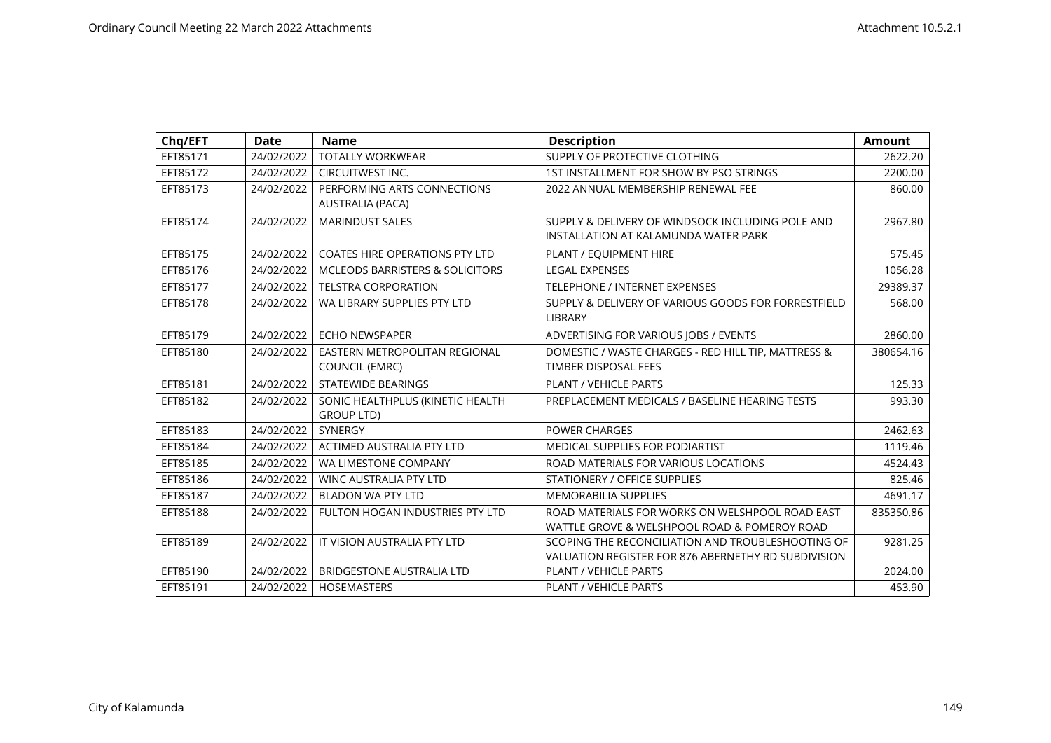| Chq/EFT | Date | Name | Description | Amount |
|---|---|---|---|---|
| EFT85171 | 24/02/2022 | TOTALLY WORKWEAR | SUPPLY OF PROTECTIVE CLOTHING | 2622.20 |
| EFT85172 | 24/02/2022 | CIRCUITWEST INC. | 1ST INSTALLMENT FOR SHOW BY PSO STRINGS | 2200.00 |
| EFT85173 | 24/02/2022 | PERFORMING ARTS CONNECTIONS AUSTRALIA (PACA) | 2022 ANNUAL MEMBERSHIP RENEWAL FEE | 860.00 |
| EFT85174 | 24/02/2022 | MARINDUST SALES | SUPPLY & DELIVERY OF WINDSOCK INCLUDING POLE AND INSTALLATION AT KALAMUNDA WATER PARK | 2967.80 |
| EFT85175 | 24/02/2022 | COATES HIRE OPERATIONS PTY LTD | PLANT / EQUIPMENT HIRE | 575.45 |
| EFT85176 | 24/02/2022 | MCLEODS BARRISTERS & SOLICITORS | LEGAL EXPENSES | 1056.28 |
| EFT85177 | 24/02/2022 | TELSTRA CORPORATION | TELEPHONE / INTERNET EXPENSES | 29389.37 |
| EFT85178 | 24/02/2022 | WA LIBRARY SUPPLIES PTY LTD | SUPPLY & DELIVERY OF VARIOUS GOODS FOR FORRESTFIELD LIBRARY | 568.00 |
| EFT85179 | 24/02/2022 | ECHO NEWSPAPER | ADVERTISING FOR VARIOUS JOBS / EVENTS | 2860.00 |
| EFT85180 | 24/02/2022 | EASTERN METROPOLITAN REGIONAL COUNCIL (EMRC) | DOMESTIC / WASTE CHARGES - RED HILL TIP, MATTRESS & TIMBER DISPOSAL FEES | 380654.16 |
| EFT85181 | 24/02/2022 | STATEWIDE BEARINGS | PLANT / VEHICLE PARTS | 125.33 |
| EFT85182 | 24/02/2022 | SONIC HEALTHPLUS (KINETIC HEALTH GROUP LTD) | PREPLACEMENT MEDICALS / BASELINE HEARING TESTS | 993.30 |
| EFT85183 | 24/02/2022 | SYNERGY | POWER CHARGES | 2462.63 |
| EFT85184 | 24/02/2022 | ACTIMED AUSTRALIA PTY LTD | MEDICAL SUPPLIES FOR PODIARTIST | 1119.46 |
| EFT85185 | 24/02/2022 | WA LIMESTONE COMPANY | ROAD MATERIALS FOR VARIOUS LOCATIONS | 4524.43 |
| EFT85186 | 24/02/2022 | WINC AUSTRALIA PTY LTD | STATIONERY / OFFICE SUPPLIES | 825.46 |
| EFT85187 | 24/02/2022 | BLADON WA PTY LTD | MEMORABILIA SUPPLIES | 4691.17 |
| EFT85188 | 24/02/2022 | FULTON HOGAN INDUSTRIES PTY LTD | ROAD MATERIALS FOR WORKS ON WELSHPOOL ROAD EAST WATTLE GROVE & WELSHPOOL ROAD & POMEROY ROAD | 835350.86 |
| EFT85189 | 24/02/2022 | IT VISION AUSTRALIA PTY LTD | SCOPING THE RECONCILIATION AND TROUBLESHOOTING OF VALUATION REGISTER FOR 876 ABERNETHY RD SUBDIVISION | 9281.25 |
| EFT85190 | 24/02/2022 | BRIDGESTONE AUSTRALIA LTD | PLANT / VEHICLE PARTS | 2024.00 |
| EFT85191 | 24/02/2022 | HOSEMASTERS | PLANT / VEHICLE PARTS | 453.90 |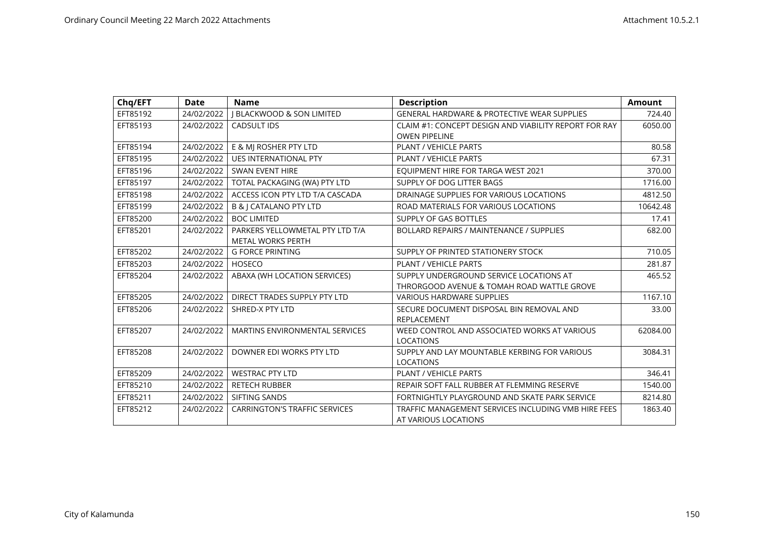| Chq/EFT | Date | Name | Description | Amount |
|---|---|---|---|---|
| EFT85192 | 24/02/2022 | J BLACKWOOD & SON LIMITED | GENERAL HARDWARE & PROTECTIVE WEAR SUPPLIES | 724.40 |
| EFT85193 | 24/02/2022 | CADSULT IDS | CLAIM #1: CONCEPT DESIGN AND VIABILITY REPORT FOR RAY OWEN PIPELINE | 6050.00 |
| EFT85194 | 24/02/2022 | E & MJ ROSHER PTY LTD | PLANT / VEHICLE PARTS | 80.58 |
| EFT85195 | 24/02/2022 | UES INTERNATIONAL PTY | PLANT / VEHICLE PARTS | 67.31 |
| EFT85196 | 24/02/2022 | SWAN EVENT HIRE | EQUIPMENT HIRE FOR TARGA WEST 2021 | 370.00 |
| EFT85197 | 24/02/2022 | TOTAL PACKAGING (WA) PTY LTD | SUPPLY OF DOG LITTER BAGS | 1716.00 |
| EFT85198 | 24/02/2022 | ACCESS ICON PTY LTD T/A CASCADA | DRAINAGE SUPPLIES FOR VARIOUS LOCATIONS | 4812.50 |
| EFT85199 | 24/02/2022 | B & J CATALANO PTY LTD | ROAD MATERIALS FOR VARIOUS LOCATIONS | 10642.48 |
| EFT85200 | 24/02/2022 | BOC LIMITED | SUPPLY OF GAS BOTTLES | 17.41 |
| EFT85201 | 24/02/2022 | PARKERS YELLOWMETAL PTY LTD T/A METAL WORKS PERTH | BOLLARD REPAIRS / MAINTENANCE / SUPPLIES | 682.00 |
| EFT85202 | 24/02/2022 | G FORCE PRINTING | SUPPLY OF PRINTED STATIONERY STOCK | 710.05 |
| EFT85203 | 24/02/2022 | HOSECO | PLANT / VEHICLE PARTS | 281.87 |
| EFT85204 | 24/02/2022 | ABAXA (WH LOCATION SERVICES) | SUPPLY UNDERGROUND SERVICE LOCATIONS AT THRORGOOD AVENUE & TOMAH ROAD WATTLE GROVE | 465.52 |
| EFT85205 | 24/02/2022 | DIRECT TRADES SUPPLY PTY LTD | VARIOUS HARDWARE SUPPLIES | 1167.10 |
| EFT85206 | 24/02/2022 | SHRED-X PTY LTD | SECURE DOCUMENT DISPOSAL BIN REMOVAL AND REPLACEMENT | 33.00 |
| EFT85207 | 24/02/2022 | MARTINS ENVIRONMENTAL SERVICES | WEED CONTROL AND ASSOCIATED WORKS AT VARIOUS LOCATIONS | 62084.00 |
| EFT85208 | 24/02/2022 | DOWNER EDI WORKS PTY LTD | SUPPLY AND LAY MOUNTABLE KERBING FOR VARIOUS LOCATIONS | 3084.31 |
| EFT85209 | 24/02/2022 | WESTRAC PTY LTD | PLANT / VEHICLE PARTS | 346.41 |
| EFT85210 | 24/02/2022 | RETECH RUBBER | REPAIR SOFT FALL RUBBER AT FLEMMING RESERVE | 1540.00 |
| EFT85211 | 24/02/2022 | SIFTING SANDS | FORTNIGHTLY PLAYGROUND AND SKATE PARK SERVICE | 8214.80 |
| EFT85212 | 24/02/2022 | CARRINGTON'S TRAFFIC SERVICES | TRAFFIC MANAGEMENT SERVICES INCLUDING VMB HIRE FEES AT VARIOUS LOCATIONS | 1863.40 |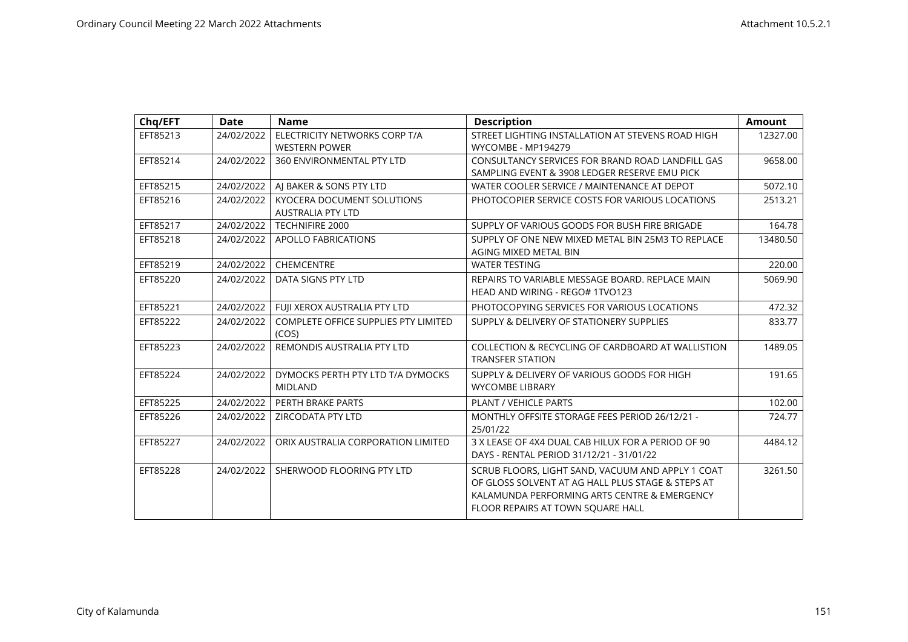| Chq/EFT | Date | Name | Description | Amount |
|---|---|---|---|---|
| EFT85213 | 24/02/2022 | ELECTRICITY NETWORKS CORP T/A WESTERN POWER | STREET LIGHTING INSTALLATION AT STEVENS ROAD HIGH WYCOMBE - MP194279 | 12327.00 |
| EFT85214 | 24/02/2022 | 360 ENVIRONMENTAL PTY LTD | CONSULTANCY SERVICES FOR BRAND ROAD LANDFILL GAS SAMPLING EVENT & 3908 LEDGER RESERVE EMU PICK | 9658.00 |
| EFT85215 | 24/02/2022 | AJ BAKER & SONS PTY LTD | WATER COOLER SERVICE / MAINTENANCE AT DEPOT | 5072.10 |
| EFT85216 | 24/02/2022 | KYOCERA DOCUMENT SOLUTIONS AUSTRALIA PTY LTD | PHOTOCOPIER SERVICE COSTS FOR VARIOUS LOCATIONS | 2513.21 |
| EFT85217 | 24/02/2022 | TECHNIFIRE 2000 | SUPPLY OF VARIOUS GOODS FOR BUSH FIRE BRIGADE | 164.78 |
| EFT85218 | 24/02/2022 | APOLLO FABRICATIONS | SUPPLY OF ONE NEW MIXED METAL BIN 25M3 TO REPLACE AGING MIXED METAL BIN | 13480.50 |
| EFT85219 | 24/02/2022 | CHEMCENTRE | WATER TESTING | 220.00 |
| EFT85220 | 24/02/2022 | DATA SIGNS PTY LTD | REPAIRS TO VARIABLE MESSAGE BOARD. REPLACE MAIN HEAD AND WIRING - REGO# 1TVO123 | 5069.90 |
| EFT85221 | 24/02/2022 | FUJI XEROX AUSTRALIA PTY LTD | PHOTOCOPYING SERVICES FOR VARIOUS LOCATIONS | 472.32 |
| EFT85222 | 24/02/2022 | COMPLETE OFFICE SUPPLIES PTY LIMITED (COS) | SUPPLY & DELIVERY OF STATIONERY SUPPLIES | 833.77 |
| EFT85223 | 24/02/2022 | REMONDIS AUSTRALIA PTY LTD | COLLECTION & RECYCLING OF CARDBOARD AT WALLISTION TRANSFER STATION | 1489.05 |
| EFT85224 | 24/02/2022 | DYMOCKS PERTH PTY LTD T/A DYMOCKS MIDLAND | SUPPLY & DELIVERY OF VARIOUS GOODS FOR HIGH WYCOMBE LIBRARY | 191.65 |
| EFT85225 | 24/02/2022 | PERTH BRAKE PARTS | PLANT / VEHICLE PARTS | 102.00 |
| EFT85226 | 24/02/2022 | ZIRCODATA PTY LTD | MONTHLY OFFSITE STORAGE FEES PERIOD 26/12/21 - 25/01/22 | 724.77 |
| EFT85227 | 24/02/2022 | ORIX AUSTRALIA CORPORATION LIMITED | 3 X LEASE OF 4X4 DUAL CAB HILUX FOR A PERIOD OF 90 DAYS - RENTAL PERIOD 31/12/21 - 31/01/22 | 4484.12 |
| EFT85228 | 24/02/2022 | SHERWOOD FLOORING PTY LTD | SCRUB FLOORS, LIGHT SAND, VACUUM AND APPLY 1 COAT OF GLOSS SOLVENT AT AG HALL PLUS STAGE & STEPS AT KALAMUNDA PERFORMING ARTS CENTRE & EMERGENCY FLOOR REPAIRS AT TOWN SQUARE HALL | 3261.50 |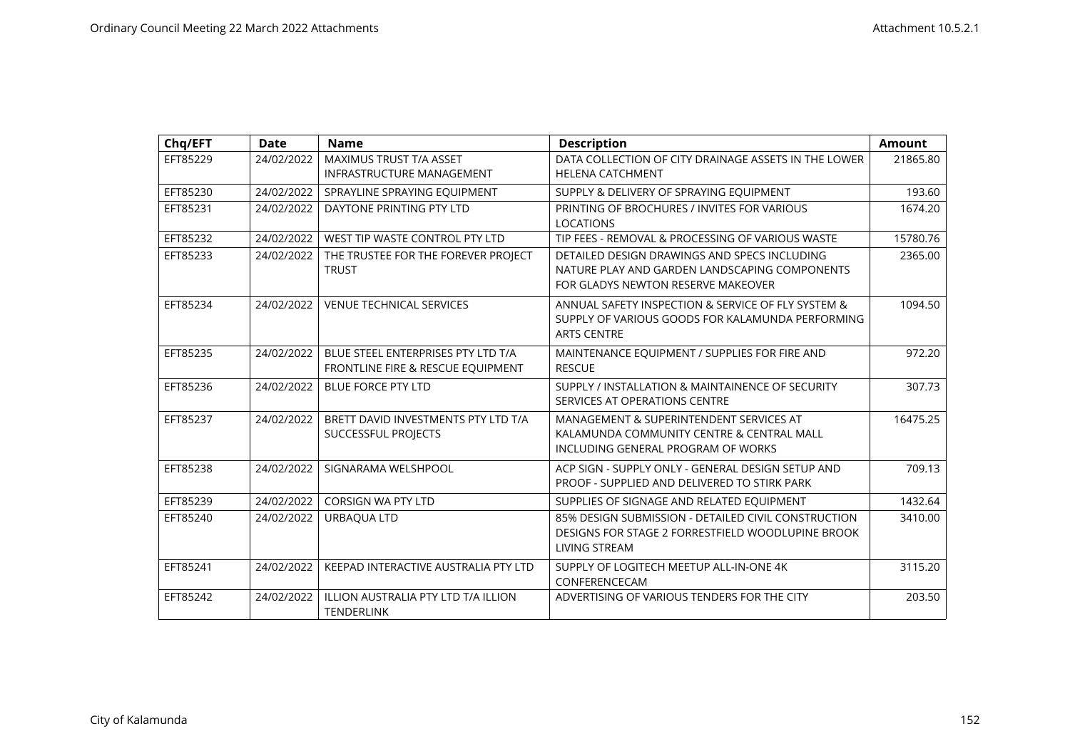| Chq/EFT | Date | Name | Description | Amount |
|---|---|---|---|---|
| EFT85229 | 24/02/2022 | MAXIMUS TRUST T/A ASSET INFRASTRUCTURE MANAGEMENT | DATA COLLECTION OF CITY DRAINAGE ASSETS IN THE LOWER HELENA CATCHMENT | 21865.80 |
| EFT85230 | 24/02/2022 | SPRAYLINE SPRAYING EQUIPMENT | SUPPLY & DELIVERY OF SPRAYING EQUIPMENT | 193.60 |
| EFT85231 | 24/02/2022 | DAYTONE PRINTING PTY LTD | PRINTING OF BROCHURES / INVITES FOR VARIOUS LOCATIONS | 1674.20 |
| EFT85232 | 24/02/2022 | WEST TIP WASTE CONTROL PTY LTD | TIP FEES - REMOVAL & PROCESSING OF VARIOUS WASTE | 15780.76 |
| EFT85233 | 24/02/2022 | THE TRUSTEE FOR THE FOREVER PROJECT TRUST | DETAILED DESIGN DRAWINGS AND SPECS INCLUDING NATURE PLAY AND GARDEN LANDSCAPING COMPONENTS FOR GLADYS NEWTON RESERVE MAKEOVER | 2365.00 |
| EFT85234 | 24/02/2022 | VENUE TECHNICAL SERVICES | ANNUAL SAFETY INSPECTION & SERVICE OF FLY SYSTEM & SUPPLY OF VARIOUS GOODS FOR KALAMUNDA PERFORMING ARTS CENTRE | 1094.50 |
| EFT85235 | 24/02/2022 | BLUE STEEL ENTERPRISES PTY LTD T/A FRONTLINE FIRE & RESCUE EQUIPMENT | MAINTENANCE EQUIPMENT / SUPPLIES FOR FIRE AND RESCUE | 972.20 |
| EFT85236 | 24/02/2022 | BLUE FORCE PTY LTD | SUPPLY / INSTALLATION & MAINTAINENCE OF SECURITY SERVICES AT OPERATIONS CENTRE | 307.73 |
| EFT85237 | 24/02/2022 | BRETT DAVID INVESTMENTS PTY LTD T/A SUCCESSFUL PROJECTS | MANAGEMENT & SUPERINTENDENT SERVICES AT KALAMUNDA COMMUNITY CENTRE & CENTRAL MALL INCLUDING GENERAL PROGRAM OF WORKS | 16475.25 |
| EFT85238 | 24/02/2022 | SIGNARAMA WELSHPOOL | ACP SIGN - SUPPLY ONLY - GENERAL DESIGN SETUP AND PROOF - SUPPLIED AND DELIVERED TO STIRK PARK | 709.13 |
| EFT85239 | 24/02/2022 | CORSIGN WA PTY LTD | SUPPLIES OF SIGNAGE AND RELATED EQUIPMENT | 1432.64 |
| EFT85240 | 24/02/2022 | URBAQUA LTD | 85% DESIGN SUBMISSION - DETAILED CIVIL CONSTRUCTION DESIGNS FOR STAGE 2 FORRESTFIELD WOODLUPINE BROOK LIVING STREAM | 3410.00 |
| EFT85241 | 24/02/2022 | KEEPAD INTERACTIVE AUSTRALIA PTY LTD | SUPPLY OF LOGITECH MEETUP ALL-IN-ONE 4K CONFERENCECAM | 3115.20 |
| EFT85242 | 24/02/2022 | ILLION AUSTRALIA PTY LTD T/A ILLION TENDERLINK | ADVERTISING OF VARIOUS TENDERS FOR THE CITY | 203.50 |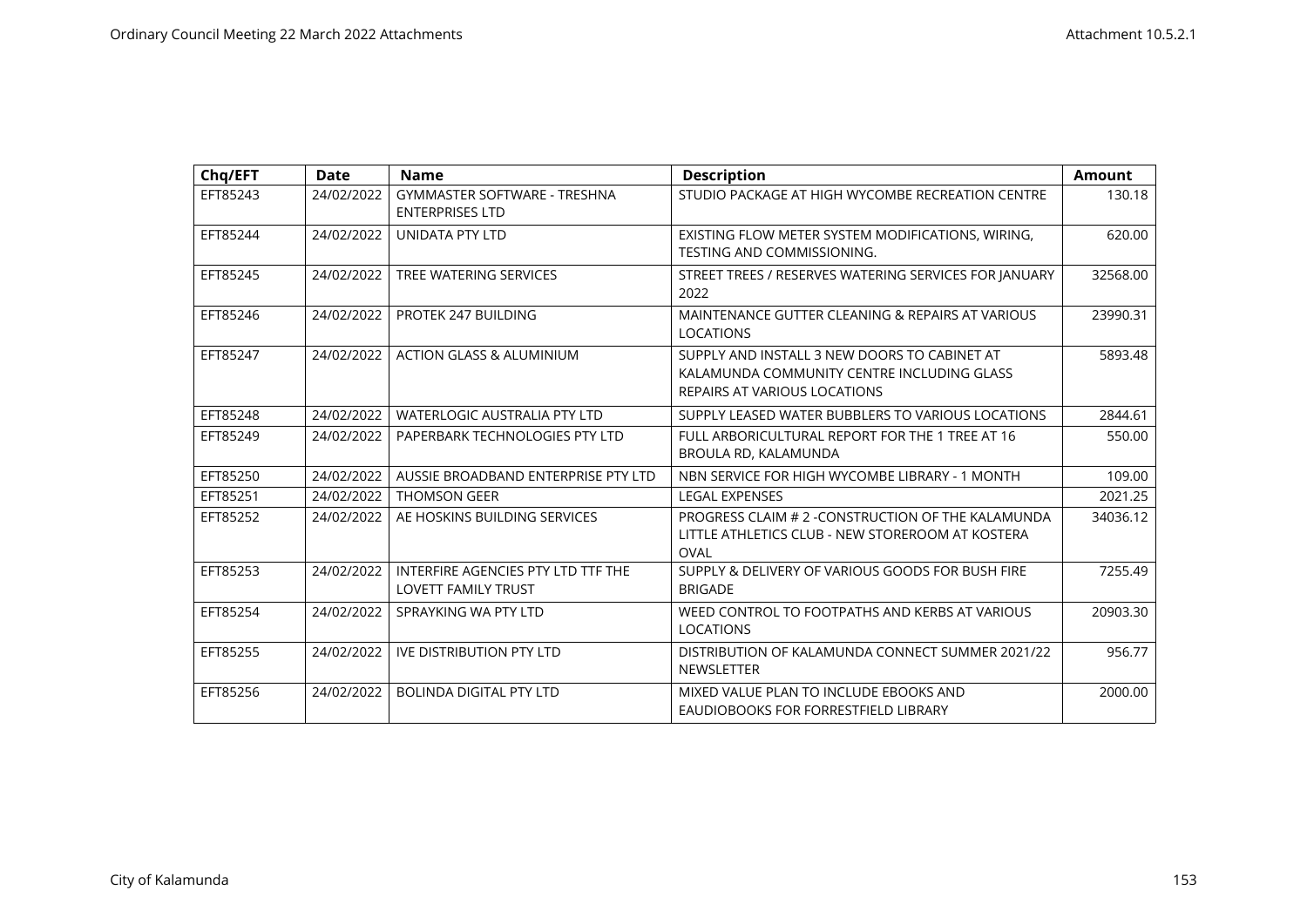| Chq/EFT | Date | Name | Description | Amount |
|---|---|---|---|---|
| EFT85243 | 24/02/2022 | GYMMASTER SOFTWARE - TRESHNA ENTERPRISES LTD | STUDIO PACKAGE AT HIGH WYCOMBE RECREATION CENTRE | 130.18 |
| EFT85244 | 24/02/2022 | UNIDATA PTY LTD | EXISTING FLOW METER SYSTEM MODIFICATIONS, WIRING, TESTING AND COMMISSIONING. | 620.00 |
| EFT85245 | 24/02/2022 | TREE WATERING SERVICES | STREET TREES / RESERVES WATERING SERVICES FOR JANUARY 2022 | 32568.00 |
| EFT85246 | 24/02/2022 | PROTEK 247 BUILDING | MAINTENANCE GUTTER CLEANING & REPAIRS AT VARIOUS LOCATIONS | 23990.31 |
| EFT85247 | 24/02/2022 | ACTION GLASS & ALUMINIUM | SUPPLY AND INSTALL 3 NEW DOORS TO CABINET AT KALAMUNDA COMMUNITY CENTRE INCLUDING GLASS REPAIRS AT VARIOUS LOCATIONS | 5893.48 |
| EFT85248 | 24/02/2022 | WATERLOGIC AUSTRALIA PTY LTD | SUPPLY LEASED WATER BUBBLERS TO VARIOUS LOCATIONS | 2844.61 |
| EFT85249 | 24/02/2022 | PAPERBARK TECHNOLOGIES PTY LTD | FULL ARBORICULTURAL REPORT FOR THE 1 TREE AT 16 BROULA RD, KALAMUNDA | 550.00 |
| EFT85250 | 24/02/2022 | AUSSIE BROADBAND ENTERPRISE PTY LTD | NBN SERVICE FOR HIGH WYCOMBE LIBRARY - 1 MONTH | 109.00 |
| EFT85251 | 24/02/2022 | THOMSON GEER | LEGAL EXPENSES | 2021.25 |
| EFT85252 | 24/02/2022 | AE HOSKINS BUILDING SERVICES | PROGRESS CLAIM # 2 -CONSTRUCTION OF THE KALAMUNDA LITTLE ATHLETICS CLUB - NEW STOREROOM AT KOSTERA OVAL | 34036.12 |
| EFT85253 | 24/02/2022 | INTERFIRE AGENCIES PTY LTD TTF THE LOVETT FAMILY TRUST | SUPPLY & DELIVERY OF VARIOUS GOODS FOR BUSH FIRE BRIGADE | 7255.49 |
| EFT85254 | 24/02/2022 | SPRAYKING WA PTY LTD | WEED CONTROL TO FOOTPATHS AND KERBS AT VARIOUS LOCATIONS | 20903.30 |
| EFT85255 | 24/02/2022 | IVE DISTRIBUTION PTY LTD | DISTRIBUTION OF KALAMUNDA CONNECT SUMMER 2021/22 NEWSLETTER | 956.77 |
| EFT85256 | 24/02/2022 | BOLINDA DIGITAL PTY LTD | MIXED VALUE PLAN TO INCLUDE EBOOKS AND EAUDIOBOOKS FOR FORRESTFIELD LIBRARY | 2000.00 |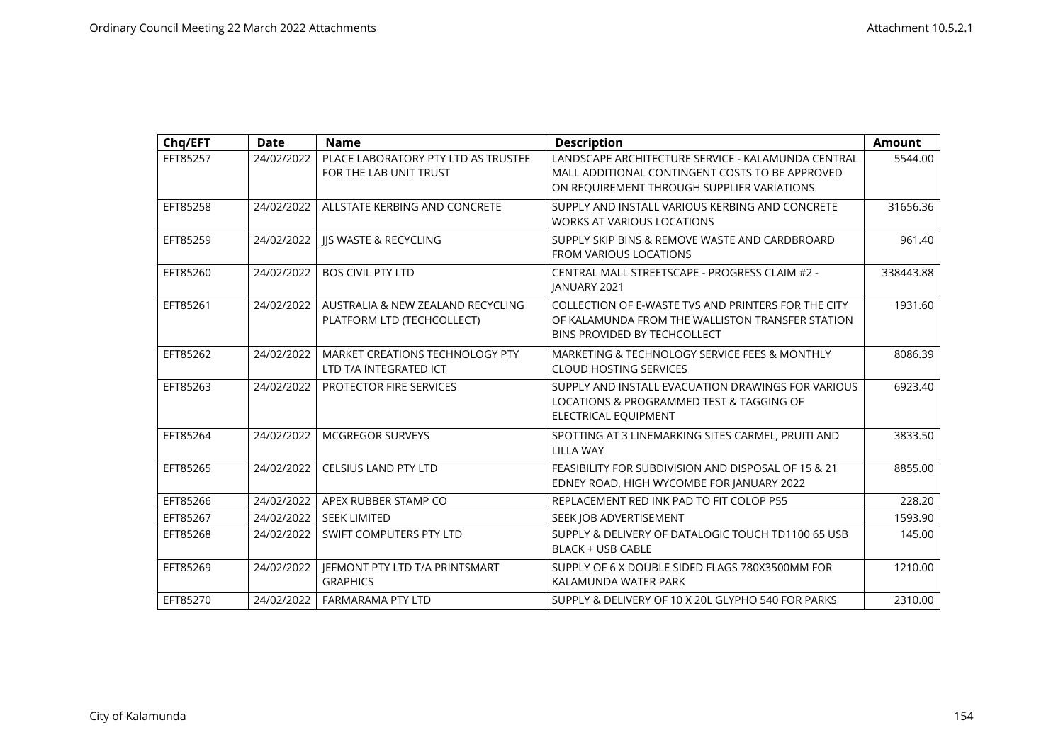| Chq/EFT | Date | Name | Description | Amount |
|---|---|---|---|---|
| EFT85257 | 24/02/2022 | PLACE LABORATORY PTY LTD AS TRUSTEE FOR THE LAB UNIT TRUST | LANDSCAPE ARCHITECTURE SERVICE - KALAMUNDA CENTRAL MALL ADDITIONAL CONTINGENT COSTS TO BE APPROVED ON REQUIREMENT THROUGH SUPPLIER VARIATIONS | 5544.00 |
| EFT85258 | 24/02/2022 | ALLSTATE KERBING AND CONCRETE | SUPPLY AND INSTALL VARIOUS KERBING AND CONCRETE WORKS AT VARIOUS LOCATIONS | 31656.36 |
| EFT85259 | 24/02/2022 | JJS WASTE & RECYCLING | SUPPLY SKIP BINS & REMOVE WASTE AND CARDBRROARD FROM VARIOUS LOCATIONS | 961.40 |
| EFT85260 | 24/02/2022 | BOS CIVIL PTY LTD | CENTRAL MALL STREETSCAPE - PROGRESS CLAIM #2 - JANUARY 2021 | 338443.88 |
| EFT85261 | 24/02/2022 | AUSTRALIA & NEW ZEALAND RECYCLING PLATFORM LTD (TECHCOLLECT) | COLLECTION OF E-WASTE TVS AND PRINTERS FOR THE CITY OF KALAMUNDA FROM THE WALLISTON TRANSFER STATION BINS PROVIDED BY TECHCOLLECT | 1931.60 |
| EFT85262 | 24/02/2022 | MARKET CREATIONS TECHNOLOGY PTY LTD T/A INTEGRATED ICT | MARKETING & TECHNOLOGY SERVICE FEES & MONTHLY CLOUD HOSTING SERVICES | 8086.39 |
| EFT85263 | 24/02/2022 | PROTECTOR FIRE SERVICES | SUPPLY AND INSTALL EVACUATION DRAWINGS FOR VARIOUS LOCATIONS & PROGRAMMED TEST & TAGGING OF ELECTRICAL EQUIPMENT | 6923.40 |
| EFT85264 | 24/02/2022 | MCGREGOR SURVEYS | SPOTTING AT 3 LINEMARKING SITES CARMEL, PRUITI AND LILLA WAY | 3833.50 |
| EFT85265 | 24/02/2022 | CELSIUS LAND PTY LTD | FEASIBILITY FOR SUBDIVISION AND DISPOSAL OF 15 & 21 EDNEY ROAD, HIGH WYCOMBE FOR JANUARY 2022 | 8855.00 |
| EFT85266 | 24/02/2022 | APEX RUBBER STAMP CO | REPLACEMENT RED INK PAD TO FIT COLOP P55 | 228.20 |
| EFT85267 | 24/02/2022 | SEEK LIMITED | SEEK JOB ADVERTISEMENT | 1593.90 |
| EFT85268 | 24/02/2022 | SWIFT COMPUTERS PTY LTD | SUPPLY & DELIVERY OF DATALOGIC TOUCH TD1100 65 USB BLACK + USB CABLE | 145.00 |
| EFT85269 | 24/02/2022 | JEFMONT PTY LTD T/A PRINTSMART GRAPHICS | SUPPLY OF 6 X DOUBLE SIDED FLAGS 780X3500MM FOR KALAMUNDA WATER PARK | 1210.00 |
| EFT85270 | 24/02/2022 | FARMARAMA PTY LTD | SUPPLY & DELIVERY OF 10 X 20L GLYPHO 540 FOR PARKS | 2310.00 |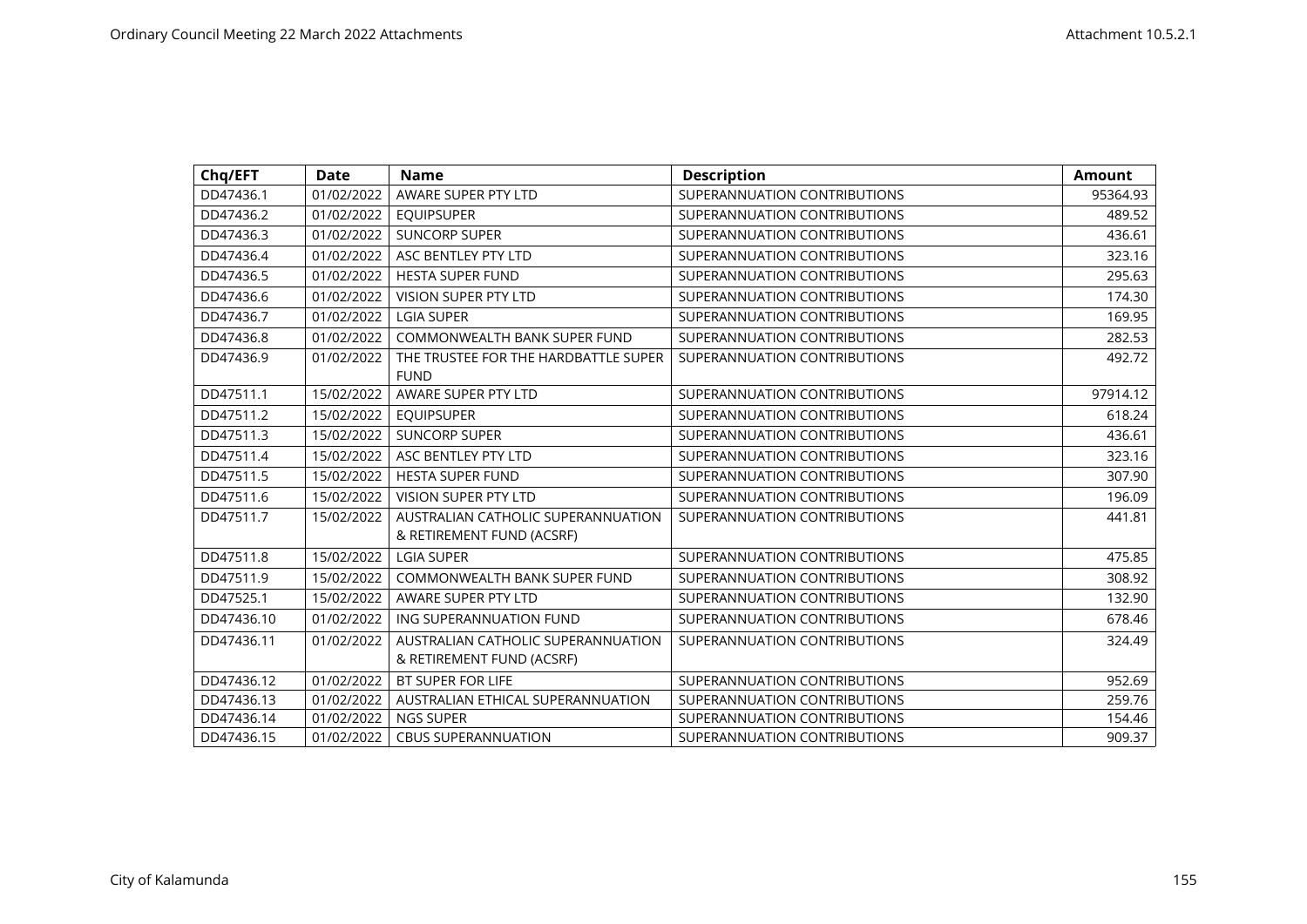| Chq/EFT | Date | Name | Description | Amount |
|---|---|---|---|---|
| DD47436.1 | 01/02/2022 | AWARE SUPER PTY LTD | SUPERANNUATION CONTRIBUTIONS | 95364.93 |
| DD47436.2 | 01/02/2022 | EQUIPSUPER | SUPERANNUATION CONTRIBUTIONS | 489.52 |
| DD47436.3 | 01/02/2022 | SUNCORP SUPER | SUPERANNUATION CONTRIBUTIONS | 436.61 |
| DD47436.4 | 01/02/2022 | ASC BENTLEY PTY LTD | SUPERANNUATION CONTRIBUTIONS | 323.16 |
| DD47436.5 | 01/02/2022 | HESTA SUPER FUND | SUPERANNUATION CONTRIBUTIONS | 295.63 |
| DD47436.6 | 01/02/2022 | VISION SUPER PTY LTD | SUPERANNUATION CONTRIBUTIONS | 174.30 |
| DD47436.7 | 01/02/2022 | LGIA SUPER | SUPERANNUATION CONTRIBUTIONS | 169.95 |
| DD47436.8 | 01/02/2022 | COMMONWEALTH BANK SUPER FUND | SUPERANNUATION CONTRIBUTIONS | 282.53 |
| DD47436.9 | 01/02/2022 | THE TRUSTEE FOR THE HARDBATTLE SUPER FUND | SUPERANNUATION CONTRIBUTIONS | 492.72 |
| DD47511.1 | 15/02/2022 | AWARE SUPER PTY LTD | SUPERANNUATION CONTRIBUTIONS | 97914.12 |
| DD47511.2 | 15/02/2022 | EQUIPSUPER | SUPERANNUATION CONTRIBUTIONS | 618.24 |
| DD47511.3 | 15/02/2022 | SUNCORP SUPER | SUPERANNUATION CONTRIBUTIONS | 436.61 |
| DD47511.4 | 15/02/2022 | ASC BENTLEY PTY LTD | SUPERANNUATION CONTRIBUTIONS | 323.16 |
| DD47511.5 | 15/02/2022 | HESTA SUPER FUND | SUPERANNUATION CONTRIBUTIONS | 307.90 |
| DD47511.6 | 15/02/2022 | VISION SUPER PTY LTD | SUPERANNUATION CONTRIBUTIONS | 196.09 |
| DD47511.7 | 15/02/2022 | AUSTRALIAN CATHOLIC SUPERANNUATION & RETIREMENT FUND (ACSRF) | SUPERANNUATION CONTRIBUTIONS | 441.81 |
| DD47511.8 | 15/02/2022 | LGIA SUPER | SUPERANNUATION CONTRIBUTIONS | 475.85 |
| DD47511.9 | 15/02/2022 | COMMONWEALTH BANK SUPER FUND | SUPERANNUATION CONTRIBUTIONS | 308.92 |
| DD47525.1 | 15/02/2022 | AWARE SUPER PTY LTD | SUPERANNUATION CONTRIBUTIONS | 132.90 |
| DD47436.10 | 01/02/2022 | ING SUPERANNUATION FUND | SUPERANNUATION CONTRIBUTIONS | 678.46 |
| DD47436.11 | 01/02/2022 | AUSTRALIAN CATHOLIC SUPERANNUATION & RETIREMENT FUND (ACSRF) | SUPERANNUATION CONTRIBUTIONS | 324.49 |
| DD47436.12 | 01/02/2022 | BT SUPER FOR LIFE | SUPERANNUATION CONTRIBUTIONS | 952.69 |
| DD47436.13 | 01/02/2022 | AUSTRALIAN ETHICAL SUPERANNUATION | SUPERANNUATION CONTRIBUTIONS | 259.76 |
| DD47436.14 | 01/02/2022 | NGS SUPER | SUPERANNUATION CONTRIBUTIONS | 154.46 |
| DD47436.15 | 01/02/2022 | CBUS SUPERANNUATION | SUPERANNUATION CONTRIBUTIONS | 909.37 |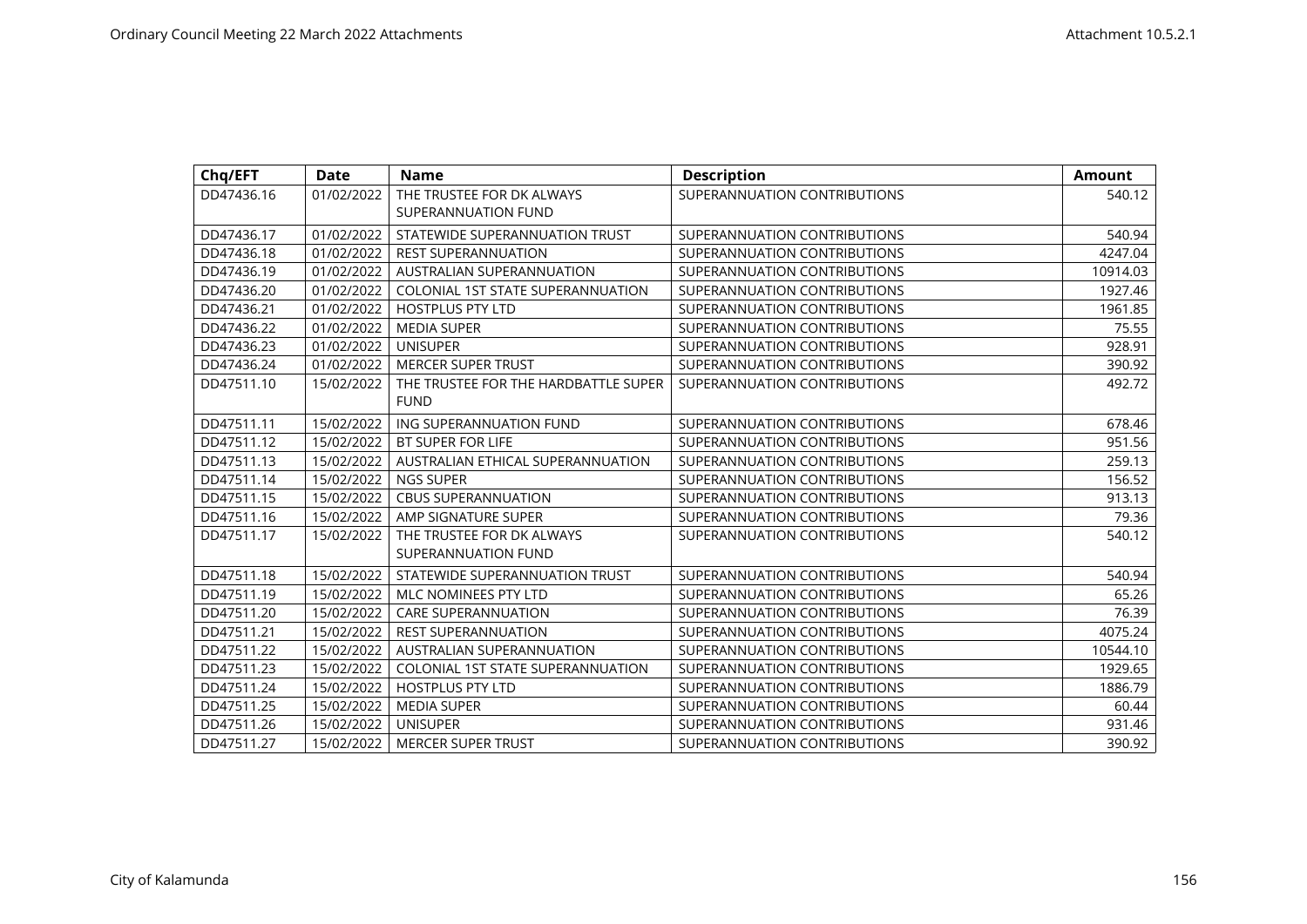| Chq/EFT | Date | Name | Description | Amount |
|---|---|---|---|---|
| DD47436.16 | 01/02/2022 | THE TRUSTEE FOR DK ALWAYS SUPERANNUATION FUND | SUPERANNUATION CONTRIBUTIONS | 540.12 |
| DD47436.17 | 01/02/2022 | STATEWIDE SUPERANNUATION TRUST | SUPERANNUATION CONTRIBUTIONS | 540.94 |
| DD47436.18 | 01/02/2022 | REST SUPERANNUATION | SUPERANNUATION CONTRIBUTIONS | 4247.04 |
| DD47436.19 | 01/02/2022 | AUSTRALIAN SUPERANNUATION | SUPERANNUATION CONTRIBUTIONS | 10914.03 |
| DD47436.20 | 01/02/2022 | COLONIAL 1ST STATE SUPERANNUATION | SUPERANNUATION CONTRIBUTIONS | 1927.46 |
| DD47436.21 | 01/02/2022 | HOSTPLUS PTY LTD | SUPERANNUATION CONTRIBUTIONS | 1961.85 |
| DD47436.22 | 01/02/2022 | MEDIA SUPER | SUPERANNUATION CONTRIBUTIONS | 75.55 |
| DD47436.23 | 01/02/2022 | UNISUPER | SUPERANNUATION CONTRIBUTIONS | 928.91 |
| DD47436.24 | 01/02/2022 | MERCER SUPER TRUST | SUPERANNUATION CONTRIBUTIONS | 390.92 |
| DD47511.10 | 15/02/2022 | THE TRUSTEE FOR THE HARDBATTLE SUPER FUND | SUPERANNUATION CONTRIBUTIONS | 492.72 |
| DD47511.11 | 15/02/2022 | ING SUPERANNUATION FUND | SUPERANNUATION CONTRIBUTIONS | 678.46 |
| DD47511.12 | 15/02/2022 | BT SUPER FOR LIFE | SUPERANNUATION CONTRIBUTIONS | 951.56 |
| DD47511.13 | 15/02/2022 | AUSTRALIAN ETHICAL SUPERANNUATION | SUPERANNUATION CONTRIBUTIONS | 259.13 |
| DD47511.14 | 15/02/2022 | NGS SUPER | SUPERANNUATION CONTRIBUTIONS | 156.52 |
| DD47511.15 | 15/02/2022 | CBUS SUPERANNUATION | SUPERANNUATION CONTRIBUTIONS | 913.13 |
| DD47511.16 | 15/02/2022 | AMP SIGNATURE SUPER | SUPERANNUATION CONTRIBUTIONS | 79.36 |
| DD47511.17 | 15/02/2022 | THE TRUSTEE FOR DK ALWAYS SUPERANNUATION FUND | SUPERANNUATION CONTRIBUTIONS | 540.12 |
| DD47511.18 | 15/02/2022 | STATEWIDE SUPERANNUATION TRUST | SUPERANNUATION CONTRIBUTIONS | 540.94 |
| DD47511.19 | 15/02/2022 | MLC NOMINEES PTY LTD | SUPERANNUATION CONTRIBUTIONS | 65.26 |
| DD47511.20 | 15/02/2022 | CARE SUPERANNUATION | SUPERANNUATION CONTRIBUTIONS | 76.39 |
| DD47511.21 | 15/02/2022 | REST SUPERANNUATION | SUPERANNUATION CONTRIBUTIONS | 4075.24 |
| DD47511.22 | 15/02/2022 | AUSTRALIAN SUPERANNUATION | SUPERANNUATION CONTRIBUTIONS | 10544.10 |
| DD47511.23 | 15/02/2022 | COLONIAL 1ST STATE SUPERANNUATION | SUPERANNUATION CONTRIBUTIONS | 1929.65 |
| DD47511.24 | 15/02/2022 | HOSTPLUS PTY LTD | SUPERANNUATION CONTRIBUTIONS | 1886.79 |
| DD47511.25 | 15/02/2022 | MEDIA SUPER | SUPERANNUATION CONTRIBUTIONS | 60.44 |
| DD47511.26 | 15/02/2022 | UNISUPER | SUPERANNUATION CONTRIBUTIONS | 931.46 |
| DD47511.27 | 15/02/2022 | MERCER SUPER TRUST | SUPERANNUATION CONTRIBUTIONS | 390.92 |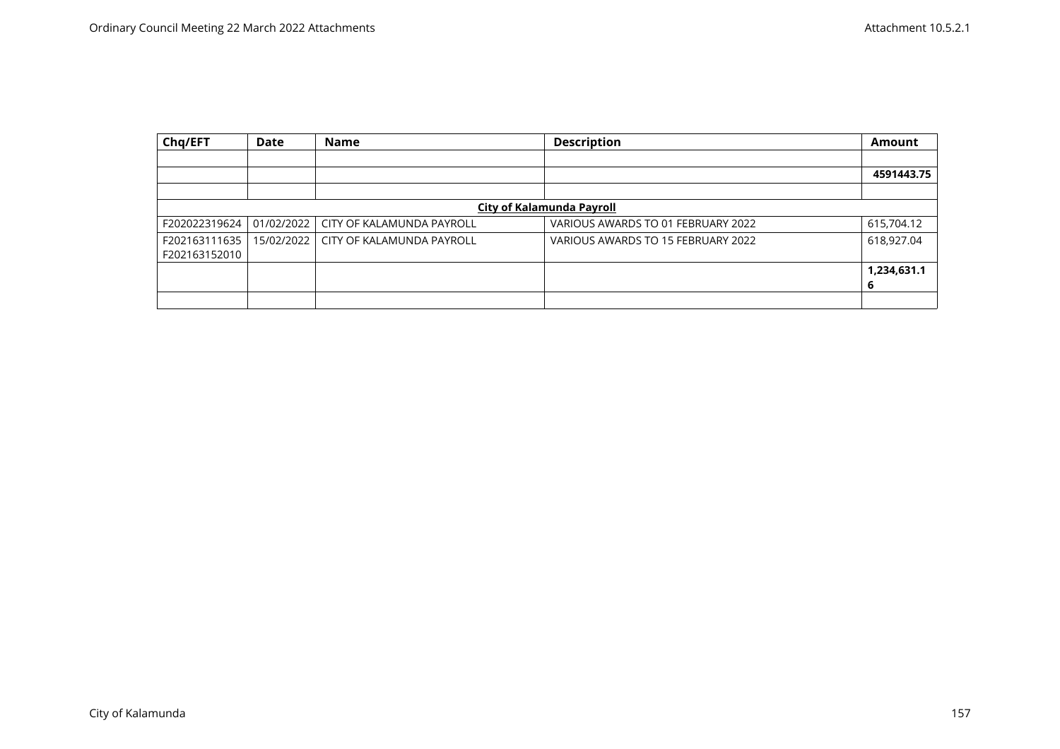| Chq/EFT | Date | Name | Description | Amount |
|---|---|---|---|---|
| | | | | |
| | | | | **4591443.75** |
| | | | | |
| | | | **City of Kalamunda Payroll** | |
| F202022319624 | 01/02/2022 | CITY OF KALAMUNDA PAYROLL | VARIOUS AWARDS TO 01 FEBRUARY 2022 | 615,704.12 |
| F202163111635 F202163152010 | 15/02/2022 | CITY OF KALAMUNDA PAYROLL | VARIOUS AWARDS TO 15 FEBRUARY 2022 | 618,927.04 |
| | | | | **1,234,631.16** |
| | | | | |